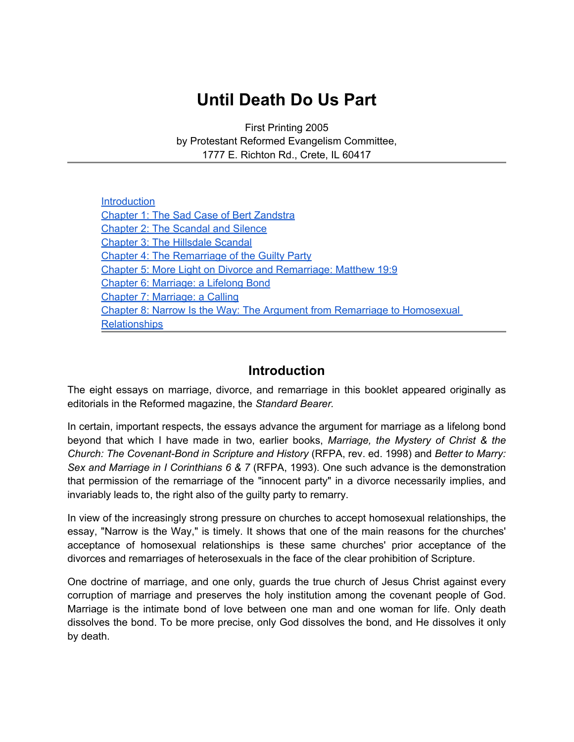# Until Death Do Us Part

First Printing 2005
by Protestant Reformed Evangelism Committee,
1777 E. Richton Rd., Crete, IL 60417

---

- Introduction
- Chapter 1: The Sad Case of Bert Zandstra
- Chapter 2: The Scandal and Silence
- Chapter 3: The Hillsdale Scandal
- Chapter 4: The Remarriage of the Guilty Party
- Chapter 5: More Light on Divorce and Remarriage: Matthew 19:9
- Chapter 6: Marriage: a Lifelong Bond
- Chapter 7: Marriage: a Calling
- Chapter 8: Narrow Is the Way: The Argument from Remarriage to Homosexual Relationships

---

## Introduction

The eight essays on marriage, divorce, and remarriage in this booklet appeared originally as editorials in the Reformed magazine, the *Standard Bearer.*

In certain, important respects, the essays advance the argument for marriage as a lifelong bond beyond that which I have made in two, earlier books, *Marriage, the Mystery of Christ & the Church: The Covenant-Bond in Scripture and History* (RFPA, rev. ed. 1998) and *Better to Marry: Sex and Marriage in I Corinthians 6 & 7* (RFPA, 1993). One such advance is the demonstration that permission of the remarriage of the "innocent party" in a divorce necessarily implies, and invariably leads to, the right also of the guilty party to remarry.

In view of the increasingly strong pressure on churches to accept homosexual relationships, the essay, "Narrow is the Way," is timely. It shows that one of the main reasons for the churches' acceptance of homosexual relationships is these same churches' prior acceptance of the divorces and remarriages of heterosexuals in the face of the clear prohibition of Scripture.

One doctrine of marriage, and one only, guards the true church of Jesus Christ against every corruption of marriage and preserves the holy institution among the covenant people of God. Marriage is the intimate bond of love between one man and one woman for life. Only death dissolves the bond. To be more precise, only God dissolves the bond, and He dissolves it only by death.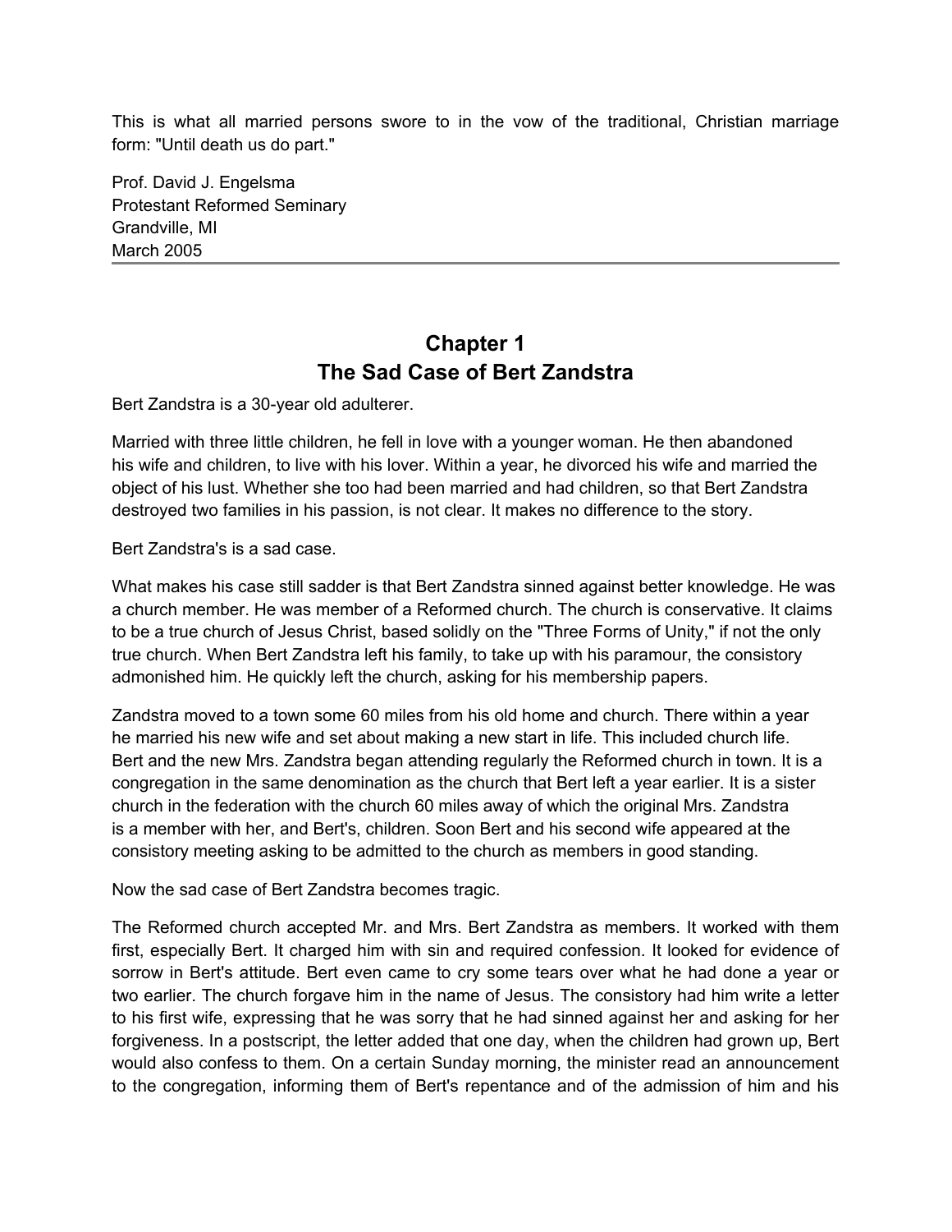This is what all married persons swore to in the vow of the traditional, Christian marriage form: "Until death us do part."

Prof. David J. Engelsma  
Protestant Reformed Seminary  
Grandville, MI  
March 2005

---

## Chapter 1
## The Sad Case of Bert Zandstra

Bert Zandstra is a 30-year old adulterer.

Married with three little children, he fell in love with a younger woman. He then abandoned his wife and children, to live with his lover. Within a year, he divorced his wife and married the object of his lust. Whether she too had been married and had children, so that Bert Zandstra destroyed two families in his passion, is not clear. It makes no difference to the story.

Bert Zandstra's is a sad case.

What makes his case still sadder is that Bert Zandstra sinned against better knowledge. He was a church member. He was member of a Reformed church. The church is conservative. It claims to be a true church of Jesus Christ, based solidly on the "Three Forms of Unity," if not the only true church. When Bert Zandstra left his family, to take up with his paramour, the consistory admonished him. He quickly left the church, asking for his membership papers.

Zandstra moved to a town some 60 miles from his old home and church. There within a year he married his new wife and set about making a new start in life. This included church life. Bert and the new Mrs. Zandstra began attending regularly the Reformed church in town. It is a congregation in the same denomination as the church that Bert left a year earlier. It is a sister church in the federation with the church 60 miles away of which the original Mrs. Zandstra is a member with her, and Bert's, children. Soon Bert and his second wife appeared at the consistory meeting asking to be admitted to the church as members in good standing.

Now the sad case of Bert Zandstra becomes tragic.

The Reformed church accepted Mr. and Mrs. Bert Zandstra as members. It worked with them first, especially Bert. It charged him with sin and required confession. It looked for evidence of sorrow in Bert's attitude. Bert even came to cry some tears over what he had done a year or two earlier. The church forgave him in the name of Jesus. The consistory had him write a letter to his first wife, expressing that he was sorry that he had sinned against her and asking for her forgiveness. In a postscript, the letter added that one day, when the children had grown up, Bert would also confess to them. On a certain Sunday morning, the minister read an announcement to the congregation, informing them of Bert's repentance and of the admission of him and his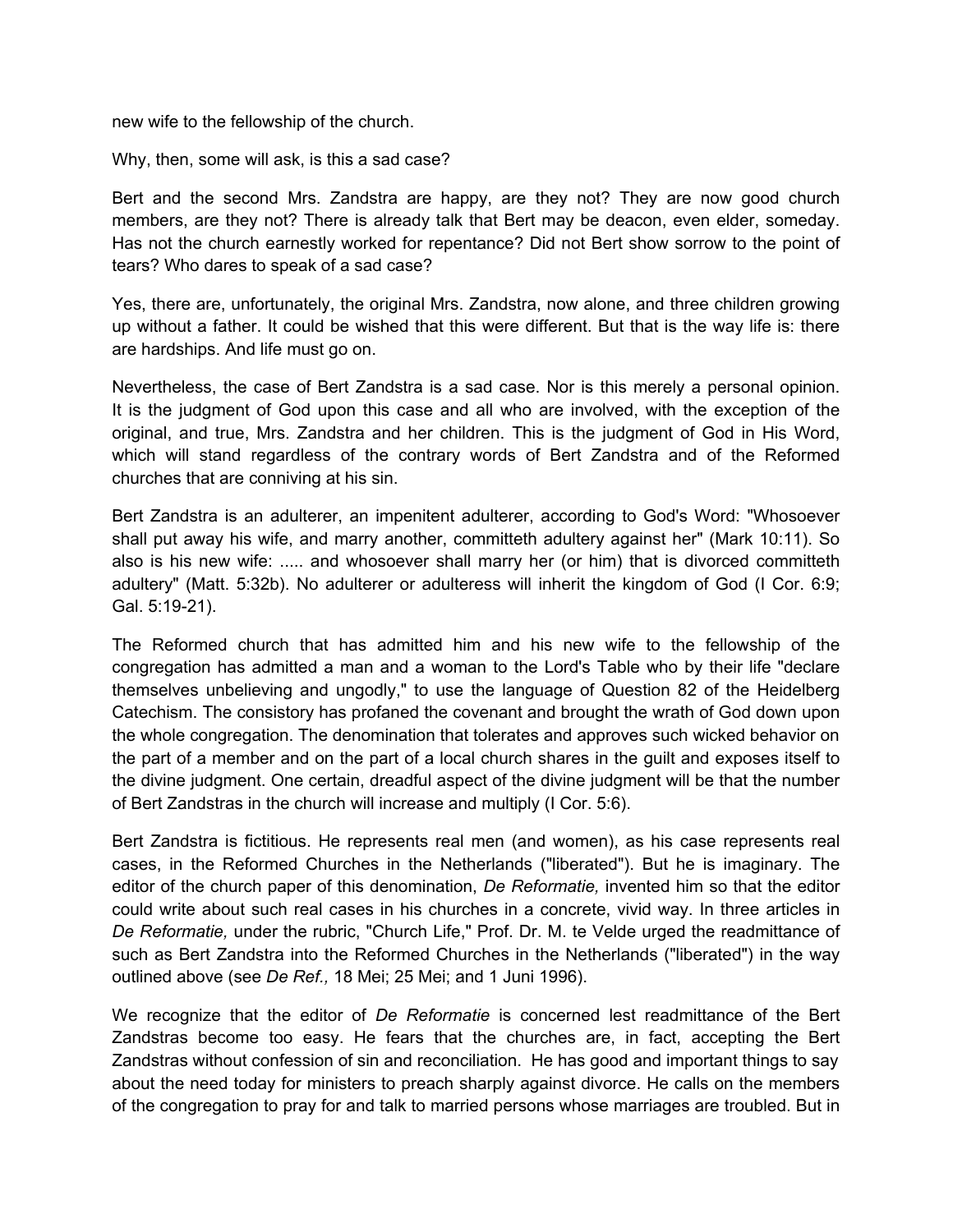new wife to the fellowship of the church.

Why, then, some will ask, is this a sad case?

Bert and the second Mrs. Zandstra are happy, are they not? They are now good church members, are they not? There is already talk that Bert may be deacon, even elder, someday. Has not the church earnestly worked for repentance? Did not Bert show sorrow to the point of tears? Who dares to speak of a sad case?

Yes, there are, unfortunately, the original Mrs. Zandstra, now alone, and three children growing up without a father. It could be wished that this were different. But that is the way life is: there are hardships. And life must go on.

Nevertheless, the case of Bert Zandstra is a sad case. Nor is this merely a personal opinion. It is the judgment of God upon this case and all who are involved, with the exception of the original, and true, Mrs. Zandstra and her children. This is the judgment of God in His Word, which will stand regardless of the contrary words of Bert Zandstra and of the Reformed churches that are conniving at his sin.

Bert Zandstra is an adulterer, an impenitent adulterer, according to God's Word: "Whosoever shall put away his wife, and marry another, committeth adultery against her" (Mark 10:11). So also is his new wife: ..... and whosoever shall marry her (or him) that is divorced committeth adultery" (Matt. 5:32b). No adulterer or adulteress will inherit the kingdom of God (I Cor. 6:9; Gal. 5:19-21).

The Reformed church that has admitted him and his new wife to the fellowship of the congregation has admitted a man and a woman to the Lord's Table who by their life "declare themselves unbelieving and ungodly," to use the language of Question 82 of the Heidelberg Catechism. The consistory has profaned the covenant and brought the wrath of God down upon the whole congregation. The denomination that tolerates and approves such wicked behavior on the part of a member and on the part of a local church shares in the guilt and exposes itself to the divine judgment. One certain, dreadful aspect of the divine judgment will be that the number of Bert Zandstras in the church will increase and multiply (I Cor. 5:6).

Bert Zandstra is fictitious. He represents real men (and women), as his case represents real cases, in the Reformed Churches in the Netherlands ("liberated"). But he is imaginary. The editor of the church paper of this denomination, *De Reformatie,* invented him so that the editor could write about such real cases in his churches in a concrete, vivid way. In three articles in *De Reformatie,* under the rubric, "Church Life," Prof. Dr. M. te Velde urged the readmittance of such as Bert Zandstra into the Reformed Churches in the Netherlands ("liberated") in the way outlined above (see *De Ref.,* 18 Mei; 25 Mei; and 1 Juni 1996).

We recognize that the editor of *De Reformatie* is concerned lest readmittance of the Bert Zandstras become too easy. He fears that the churches are, in fact, accepting the Bert Zandstras without confession of sin and reconciliation. He has good and important things to say about the need today for ministers to preach sharply against divorce. He calls on the members of the congregation to pray for and talk to married persons whose marriages are troubled. But in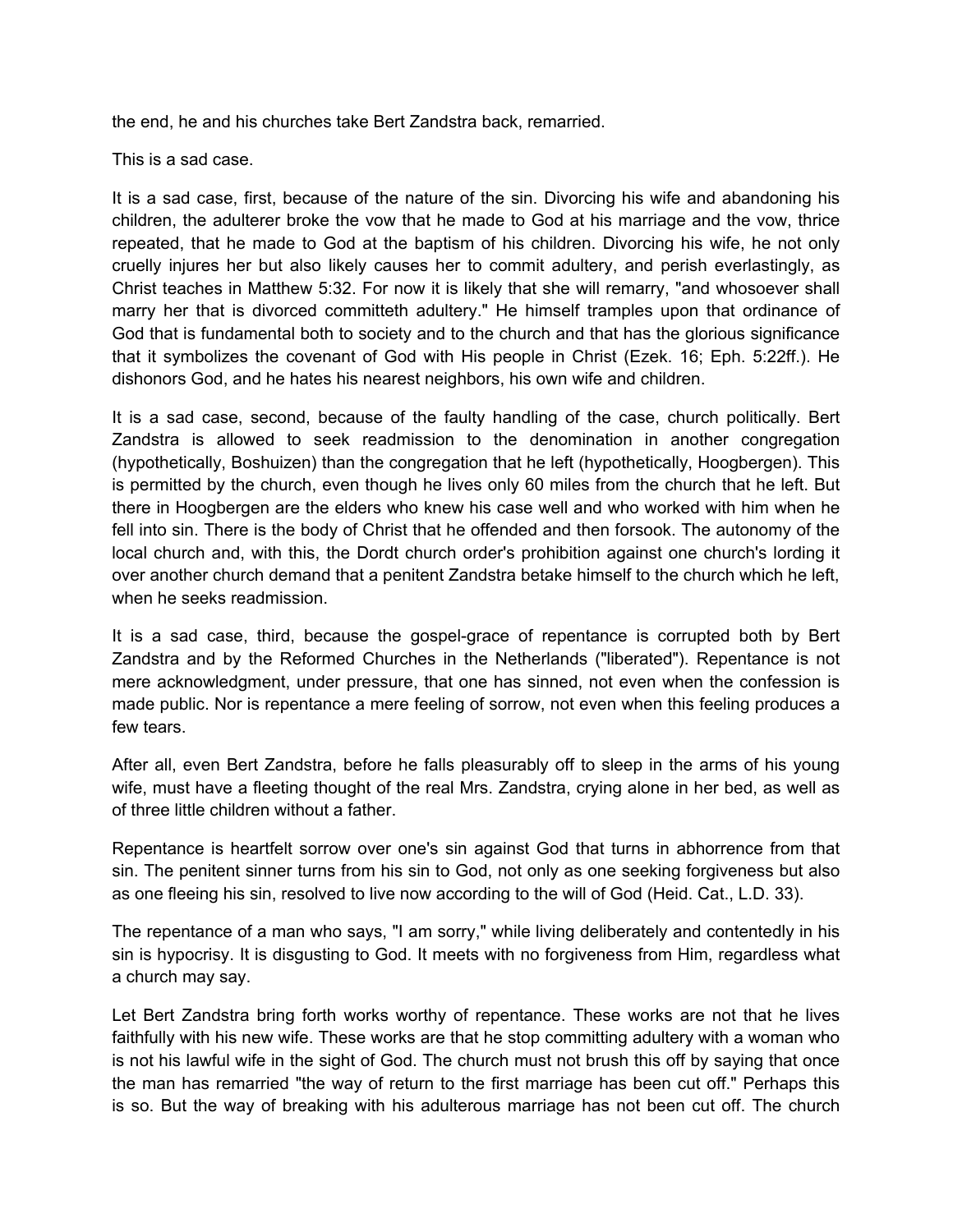the end, he and his churches take Bert Zandstra back, remarried.

This is a sad case.

It is a sad case, first, because of the nature of the sin. Divorcing his wife and abandoning his children, the adulterer broke the vow that he made to God at his marriage and the vow, thrice repeated, that he made to God at the baptism of his children. Divorcing his wife, he not only cruelly injures her but also likely causes her to commit adultery, and perish everlastingly, as Christ teaches in Matthew 5:32. For now it is likely that she will remarry, "and whosoever shall marry her that is divorced committeth adultery." He himself tramples upon that ordinance of God that is fundamental both to society and to the church and that has the glorious significance that it symbolizes the covenant of God with His people in Christ (Ezek. 16; Eph. 5:22ff.). He dishonors God, and he hates his nearest neighbors, his own wife and children.

It is a sad case, second, because of the faulty handling of the case, church politically. Bert Zandstra is allowed to seek readmission to the denomination in another congregation (hypothetically, Boshuizen) than the congregation that he left (hypothetically, Hoogbergen). This is permitted by the church, even though he lives only 60 miles from the church that he left. But there in Hoogbergen are the elders who knew his case well and who worked with him when he fell into sin. There is the body of Christ that he offended and then forsook. The autonomy of the local church and, with this, the Dordt church order's prohibition against one church's lording it over another church demand that a penitent Zandstra betake himself to the church which he left, when he seeks readmission.

It is a sad case, third, because the gospel-grace of repentance is corrupted both by Bert Zandstra and by the Reformed Churches in the Netherlands ("liberated"). Repentance is not mere acknowledgment, under pressure, that one has sinned, not even when the confession is made public. Nor is repentance a mere feeling of sorrow, not even when this feeling produces a few tears.

After all, even Bert Zandstra, before he falls pleasurably off to sleep in the arms of his young wife, must have a fleeting thought of the real Mrs. Zandstra, crying alone in her bed, as well as of three little children without a father.

Repentance is heartfelt sorrow over one's sin against God that turns in abhorrence from that sin. The penitent sinner turns from his sin to God, not only as one seeking forgiveness but also as one fleeing his sin, resolved to live now according to the will of God (Heid. Cat., L.D. 33).

The repentance of a man who says, "I am sorry," while living deliberately and contentedly in his sin is hypocrisy. It is disgusting to God. It meets with no forgiveness from Him, regardless what a church may say.

Let Bert Zandstra bring forth works worthy of repentance. These works are not that he lives faithfully with his new wife. These works are that he stop committing adultery with a woman who is not his lawful wife in the sight of God. The church must not brush this off by saying that once the man has remarried "the way of return to the first marriage has been cut off." Perhaps this is so. But the way of breaking with his adulterous marriage has not been cut off. The church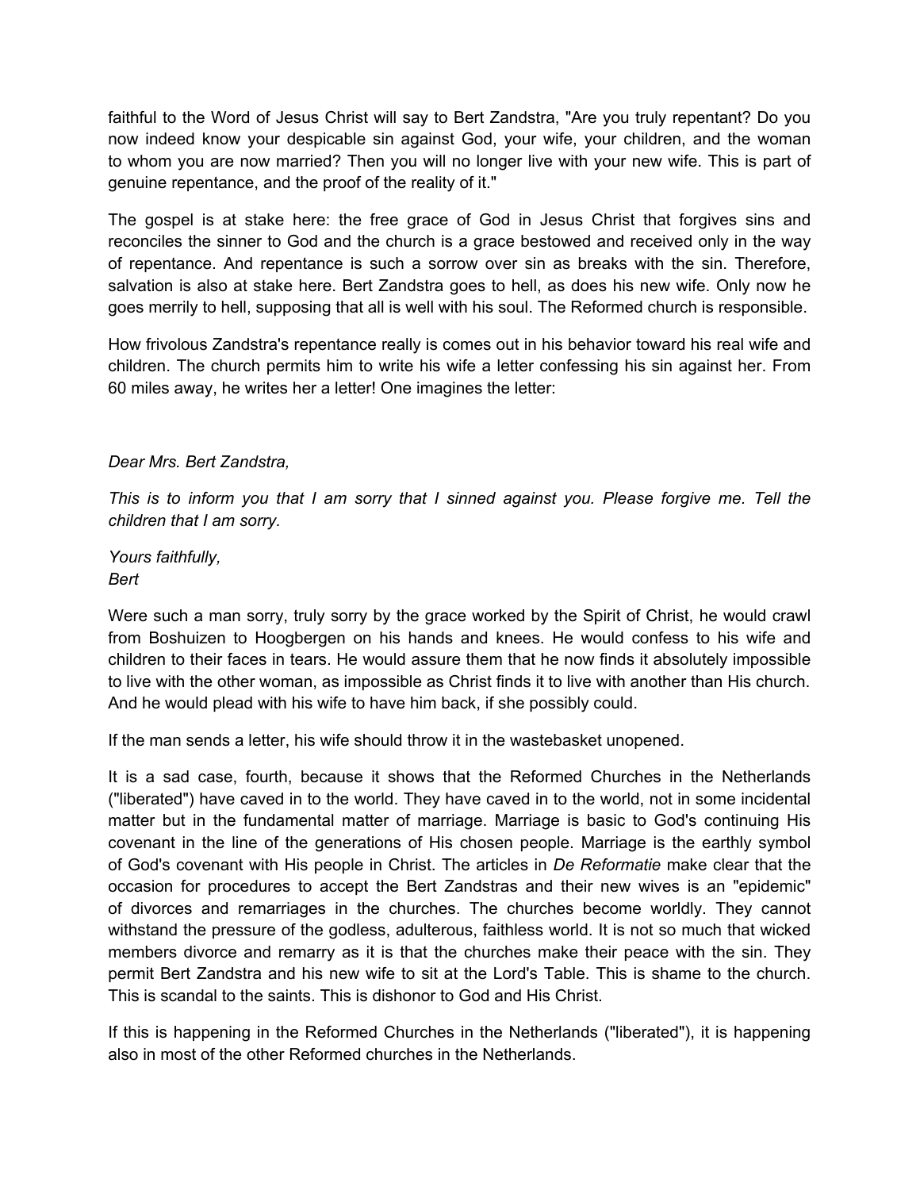faithful to the Word of Jesus Christ will say to Bert Zandstra, "Are you truly repentant? Do you now indeed know your despicable sin against God, your wife, your children, and the woman to whom you are now married? Then you will no longer live with your new wife. This is part of genuine repentance, and the proof of the reality of it."

The gospel is at stake here: the free grace of God in Jesus Christ that forgives sins and reconciles the sinner to God and the church is a grace bestowed and received only in the way of repentance. And repentance is such a sorrow over sin as breaks with the sin. Therefore, salvation is also at stake here. Bert Zandstra goes to hell, as does his new wife. Only now he goes merrily to hell, supposing that all is well with his soul. The Reformed church is responsible.

How frivolous Zandstra's repentance really is comes out in his behavior toward his real wife and children. The church permits him to write his wife a letter confessing his sin against her. From 60 miles away, he writes her a letter! One imagines the letter:

*Dear Mrs. Bert Zandstra,*

*This is to inform you that I am sorry that I sinned against you. Please forgive me. Tell the children that I am sorry.*

*Yours faithfully,*
*Bert*

Were such a man sorry, truly sorry by the grace worked by the Spirit of Christ, he would crawl from Boshuizen to Hoogbergen on his hands and knees. He would confess to his wife and children to their faces in tears. He would assure them that he now finds it absolutely impossible to live with the other woman, as impossible as Christ finds it to live with another than His church. And he would plead with his wife to have him back, if she possibly could.

If the man sends a letter, his wife should throw it in the wastebasket unopened.

It is a sad case, fourth, because it shows that the Reformed Churches in the Netherlands ("liberated") have caved in to the world. They have caved in to the world, not in some incidental matter but in the fundamental matter of marriage. Marriage is basic to God's continuing His covenant in the line of the generations of His chosen people. Marriage is the earthly symbol of God's covenant with His people in Christ. The articles in *De Reformatie* make clear that the occasion for procedures to accept the Bert Zandstras and their new wives is an "epidemic" of divorces and remarriages in the churches. The churches become worldly. They cannot withstand the pressure of the godless, adulterous, faithless world. It is not so much that wicked members divorce and remarry as it is that the churches make their peace with the sin. They permit Bert Zandstra and his new wife to sit at the Lord's Table. This is shame to the church. This is scandal to the saints. This is dishonor to God and His Christ.

If this is happening in the Reformed Churches in the Netherlands ("liberated"), it is happening also in most of the other Reformed churches in the Netherlands.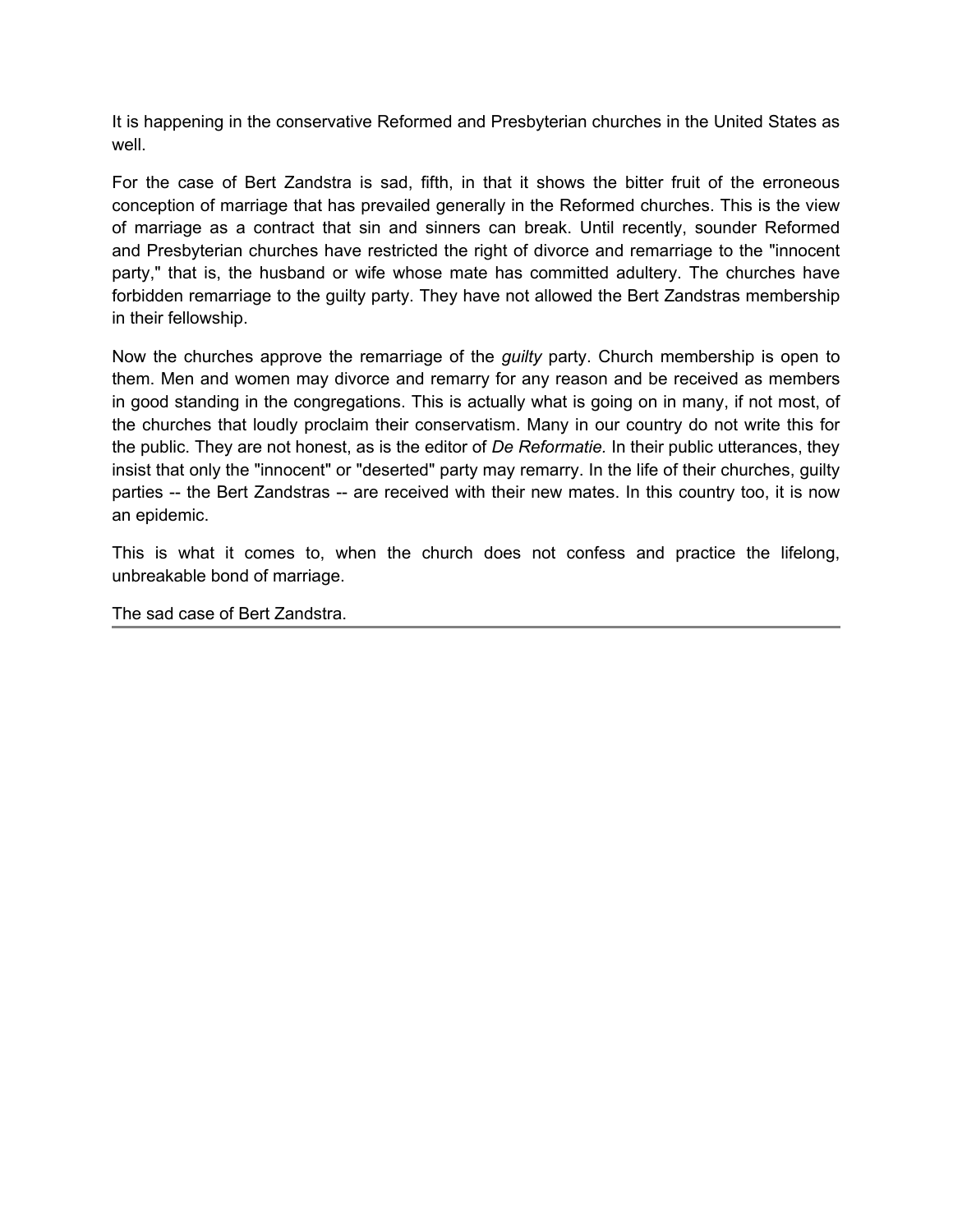It is happening in the conservative Reformed and Presbyterian churches in the United States as well.

For the case of Bert Zandstra is sad, fifth, in that it shows the bitter fruit of the erroneous conception of marriage that has prevailed generally in the Reformed churches. This is the view of marriage as a contract that sin and sinners can break. Until recently, sounder Reformed and Presbyterian churches have restricted the right of divorce and remarriage to the "innocent party," that is, the husband or wife whose mate has committed adultery. The churches have forbidden remarriage to the guilty party. They have not allowed the Bert Zandstras membership in their fellowship.

Now the churches approve the remarriage of the *guilty* party. Church membership is open to them. Men and women may divorce and remarry for any reason and be received as members in good standing in the congregations. This is actually what is going on in many, if not most, of the churches that loudly proclaim their conservatism. Many in our country do not write this for the public. They are not honest, as is the editor of *De Reformatie.* In their public utterances, they insist that only the "innocent" or "deserted" party may remarry. In the life of their churches, guilty parties -- the Bert Zandstras -- are received with their new mates. In this country too, it is now an epidemic.

This is what it comes to, when the church does not confess and practice the lifelong, unbreakable bond of marriage.

The sad case of Bert Zandstra.

---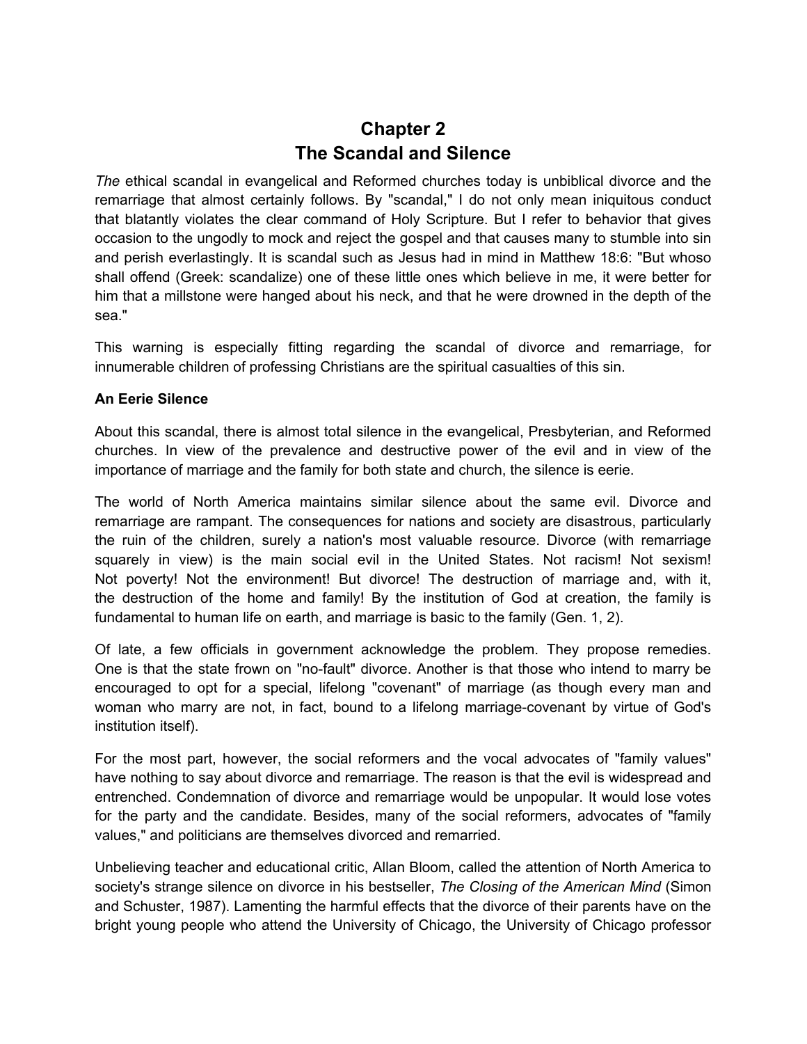# Chapter 2
# The Scandal and Silence

*The* ethical scandal in evangelical and Reformed churches today is unbiblical divorce and the remarriage that almost certainly follows. By "scandal," I do not only mean iniquitous conduct that blatantly violates the clear command of Holy Scripture. But I refer to behavior that gives occasion to the ungodly to mock and reject the gospel and that causes many to stumble into sin and perish everlastingly. It is scandal such as Jesus had in mind in Matthew 18:6: "But whoso shall offend (Greek: scandalize) one of these little ones which believe in me, it were better for him that a millstone were hanged about his neck, and that he were drowned in the depth of the sea."

This warning is especially fitting regarding the scandal of divorce and remarriage, for innumerable children of professing Christians are the spiritual casualties of this sin.

**An Eerie Silence**

About this scandal, there is almost total silence in the evangelical, Presbyterian, and Reformed churches. In view of the prevalence and destructive power of the evil and in view of the importance of marriage and the family for both state and church, the silence is eerie.

The world of North America maintains similar silence about the same evil. Divorce and remarriage are rampant. The consequences for nations and society are disastrous, particularly the ruin of the children, surely a nation's most valuable resource. Divorce (with remarriage squarely in view) is the main social evil in the United States. Not racism! Not sexism! Not poverty! Not the environment! But divorce! The destruction of marriage and, with it, the destruction of the home and family! By the institution of God at creation, the family is fundamental to human life on earth, and marriage is basic to the family (Gen. 1, 2).

Of late, a few officials in government acknowledge the problem. They propose remedies. One is that the state frown on "no-fault" divorce. Another is that those who intend to marry be encouraged to opt for a special, lifelong "covenant" of marriage (as though every man and woman who marry are not, in fact, bound to a lifelong marriage-covenant by virtue of God's institution itself).

For the most part, however, the social reformers and the vocal advocates of "family values" have nothing to say about divorce and remarriage. The reason is that the evil is widespread and entrenched. Condemnation of divorce and remarriage would be unpopular. It would lose votes for the party and the candidate. Besides, many of the social reformers, advocates of "family values," and politicians are themselves divorced and remarried.

Unbelieving teacher and educational critic, Allan Bloom, called the attention of North America to society's strange silence on divorce in his bestseller, *The Closing of the American Mind* (Simon and Schuster, 1987). Lamenting the harmful effects that the divorce of their parents have on the bright young people who attend the University of Chicago, the University of Chicago professor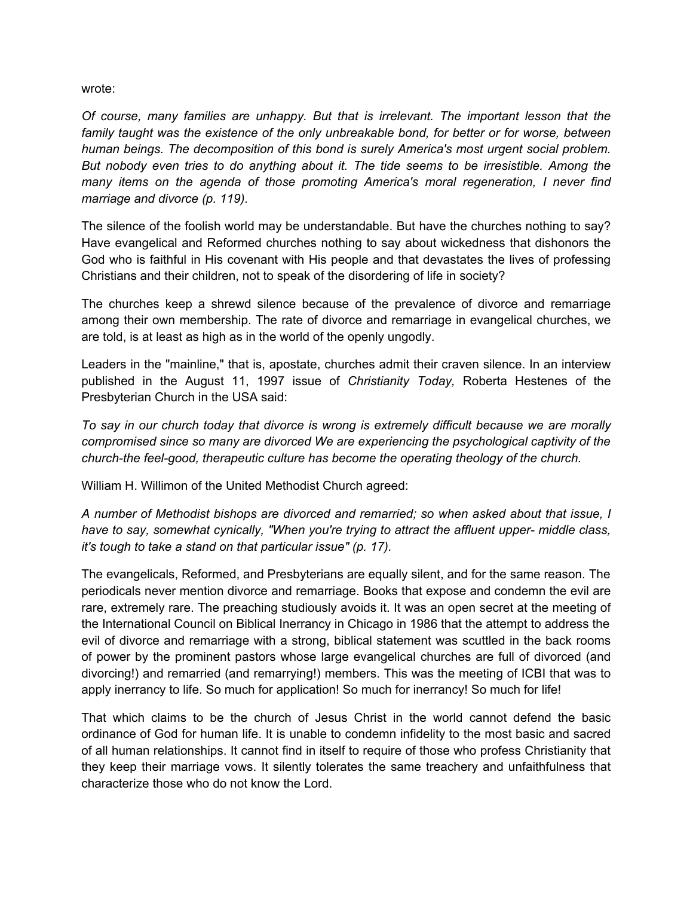wrote:

*Of course, many families are unhappy. But that is irrelevant. The important lesson that the family taught was the existence of the only unbreakable bond, for better or for worse, between human beings. The decomposition of this bond is surely America's most urgent social problem. But nobody even tries to do anything about it. The tide seems to be irresistible. Among the many items on the agenda of those promoting America's moral regeneration, I never find marriage and divorce (p. 119).*

The silence of the foolish world may be understandable. But have the churches nothing to say? Have evangelical and Reformed churches nothing to say about wickedness that dishonors the God who is faithful in His covenant with His people and that devastates the lives of professing Christians and their children, not to speak of the disordering of life in society?

The churches keep a shrewd silence because of the prevalence of divorce and remarriage among their own membership. The rate of divorce and remarriage in evangelical churches, we are told, is at least as high as in the world of the openly ungodly.

Leaders in the "mainline," that is, apostate, churches admit their craven silence. In an interview published in the August 11, 1997 issue of *Christianity Today,* Roberta Hestenes of the Presbyterian Church in the USA said:

*To say in our church today that divorce is wrong is extremely difficult because we are morally compromised since so many are divorced We are experiencing the psychological captivity of the church-the feel-good, therapeutic culture has become the operating theology of the church.*

William H. Willimon of the United Methodist Church agreed:

*A number of Methodist bishops are divorced and remarried; so when asked about that issue, I have to say, somewhat cynically, "When you're trying to attract the affluent upper- middle class, it's tough to take a stand on that particular issue" (p. 17).*

The evangelicals, Reformed, and Presbyterians are equally silent, and for the same reason. The periodicals never mention divorce and remarriage. Books that expose and condemn the evil are rare, extremely rare. The preaching studiously avoids it. It was an open secret at the meeting of the International Council on Biblical Inerrancy in Chicago in 1986 that the attempt to address the evil of divorce and remarriage with a strong, biblical statement was scuttled in the back rooms of power by the prominent pastors whose large evangelical churches are full of divorced (and divorcing!) and remarried (and remarrying!) members. This was the meeting of ICBI that was to apply inerrancy to life. So much for application! So much for inerrancy! So much for life!

That which claims to be the church of Jesus Christ in the world cannot defend the basic ordinance of God for human life. It is unable to condemn infidelity to the most basic and sacred of all human relationships. It cannot find in itself to require of those who profess Christianity that they keep their marriage vows. It silently tolerates the same treachery and unfaithfulness that characterize those who do not know the Lord.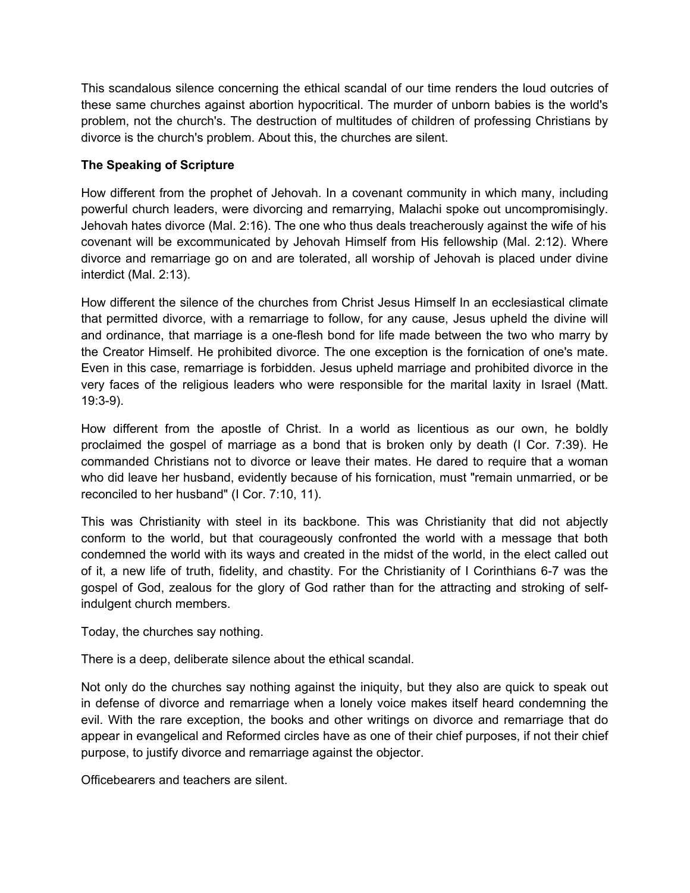This scandalous silence concerning the ethical scandal of our time renders the loud outcries of these same churches against abortion hypocritical. The murder of unborn babies is the world's problem, not the church's. The destruction of multitudes of children of professing Christians by divorce is the church's problem. About this, the churches are silent.

**The Speaking of Scripture**

How different from the prophet of Jehovah. In a covenant community in which many, including powerful church leaders, were divorcing and remarrying, Malachi spoke out uncompromisingly. Jehovah hates divorce (Mal. 2:16). The one who thus deals treacherously against the wife of his covenant will be excommunicated by Jehovah Himself from His fellowship (Mal. 2:12). Where divorce and remarriage go on and are tolerated, all worship of Jehovah is placed under divine interdict (Mal. 2:13).

How different the silence of the churches from Christ Jesus Himself In an ecclesiastical climate that permitted divorce, with a remarriage to follow, for any cause, Jesus upheld the divine will and ordinance, that marriage is a one-flesh bond for life made between the two who marry by the Creator Himself. He prohibited divorce. The one exception is the fornication of one's mate. Even in this case, remarriage is forbidden. Jesus upheld marriage and prohibited divorce in the very faces of the religious leaders who were responsible for the marital laxity in Israel (Matt. 19:3-9).

How different from the apostle of Christ. In a world as licentious as our own, he boldly proclaimed the gospel of marriage as a bond that is broken only by death (I Cor. 7:39). He commanded Christians not to divorce or leave their mates. He dared to require that a woman who did leave her husband, evidently because of his fornication, must "remain unmarried, or be reconciled to her husband" (I Cor. 7:10, 11).

This was Christianity with steel in its backbone. This was Christianity that did not abjectly conform to the world, but that courageously confronted the world with a message that both condemned the world with its ways and created in the midst of the world, in the elect called out of it, a new life of truth, fidelity, and chastity. For the Christianity of I Corinthians 6-7 was the gospel of God, zealous for the glory of God rather than for the attracting and stroking of self-indulgent church members.

Today, the churches say nothing.

There is a deep, deliberate silence about the ethical scandal.

Not only do the churches say nothing against the iniquity, but they also are quick to speak out in defense of divorce and remarriage when a lonely voice makes itself heard condemning the evil. With the rare exception, the books and other writings on divorce and remarriage that do appear in evangelical and Reformed circles have as one of their chief purposes, if not their chief purpose, to justify divorce and remarriage against the objector.

Officebearers and teachers are silent.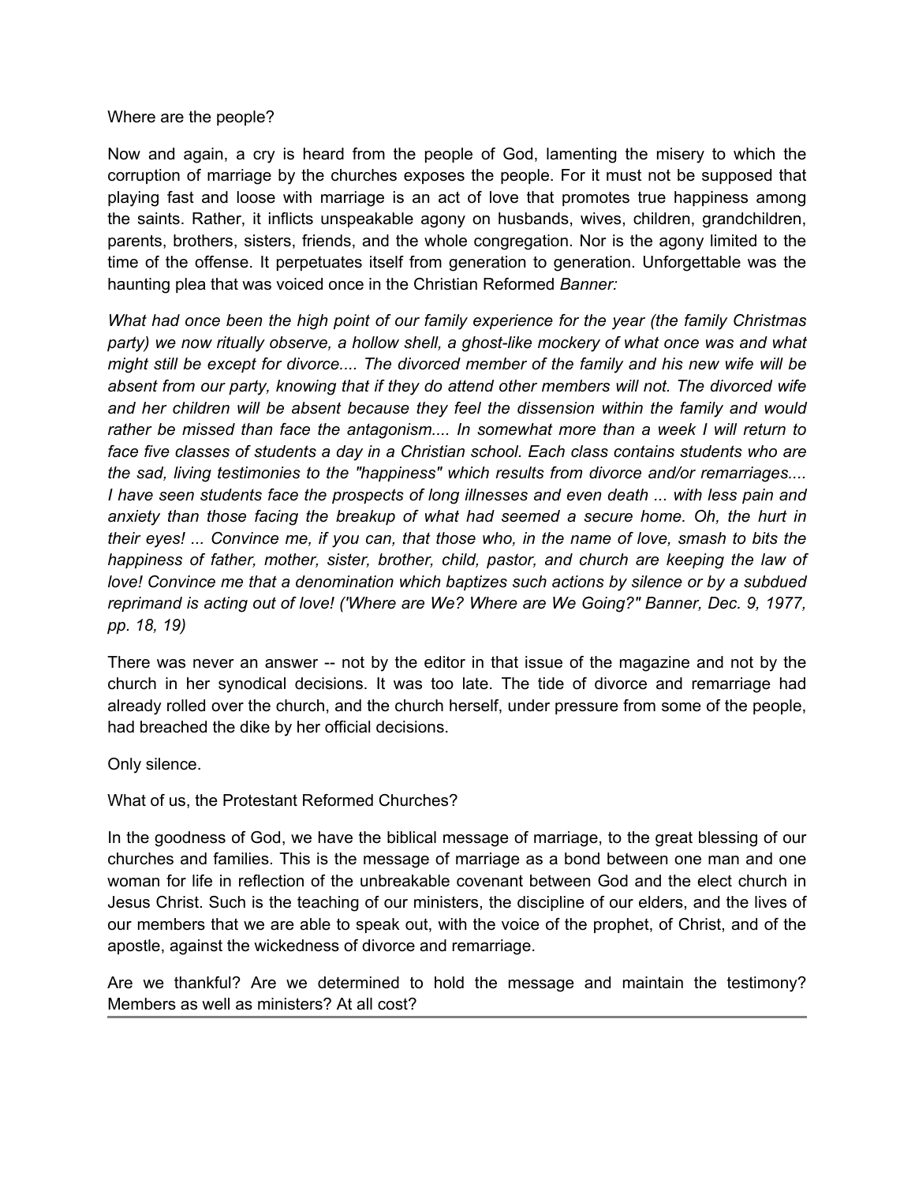Where are the people?

Now and again, a cry is heard from the people of God, lamenting the misery to which the corruption of marriage by the churches exposes the people. For it must not be supposed that playing fast and loose with marriage is an act of love that promotes true happiness among the saints. Rather, it inflicts unspeakable agony on husbands, wives, children, grandchildren, parents, brothers, sisters, friends, and the whole congregation. Nor is the agony limited to the time of the offense. It perpetuates itself from generation to generation. Unforgettable was the haunting plea that was voiced once in the Christian Reformed *Banner:*

*What had once been the high point of our family experience for the year (the family Christmas party) we now ritually observe, a hollow shell, a ghost-like mockery of what once was and what might still be except for divorce.... The divorced member of the family and his new wife will be absent from our party, knowing that if they do attend other members will not. The divorced wife and her children will be absent because they feel the dissension within the family and would rather be missed than face the antagonism.... In somewhat more than a week I will return to face five classes of students a day in a Christian school. Each class contains students who are the sad, living testimonies to the "happiness" which results from divorce and/or remarriages.... I have seen students face the prospects of long illnesses and even death ... with less pain and anxiety than those facing the breakup of what had seemed a secure home. Oh, the hurt in their eyes! ... Convince me, if you can, that those who, in the name of love, smash to bits the happiness of father, mother, sister, brother, child, pastor, and church are keeping the law of love! Convince me that a denomination which baptizes such actions by silence or by a subdued reprimand is acting out of love! ('Where are We? Where are We Going?" Banner, Dec. 9, 1977, pp. 18, 19)*

There was never an answer -- not by the editor in that issue of the magazine and not by the church in her synodical decisions. It was too late. The tide of divorce and remarriage had already rolled over the church, and the church herself, under pressure from some of the people, had breached the dike by her official decisions.

Only silence.

What of us, the Protestant Reformed Churches?

In the goodness of God, we have the biblical message of marriage, to the great blessing of our churches and families. This is the message of marriage as a bond between one man and one woman for life in reflection of the unbreakable covenant between God and the elect church in Jesus Christ. Such is the teaching of our ministers, the discipline of our elders, and the lives of our members that we are able to speak out, with the voice of the prophet, of Christ, and of the apostle, against the wickedness of divorce and remarriage.

Are we thankful? Are we determined to hold the message and maintain the testimony? Members as well as ministers? At all cost?

---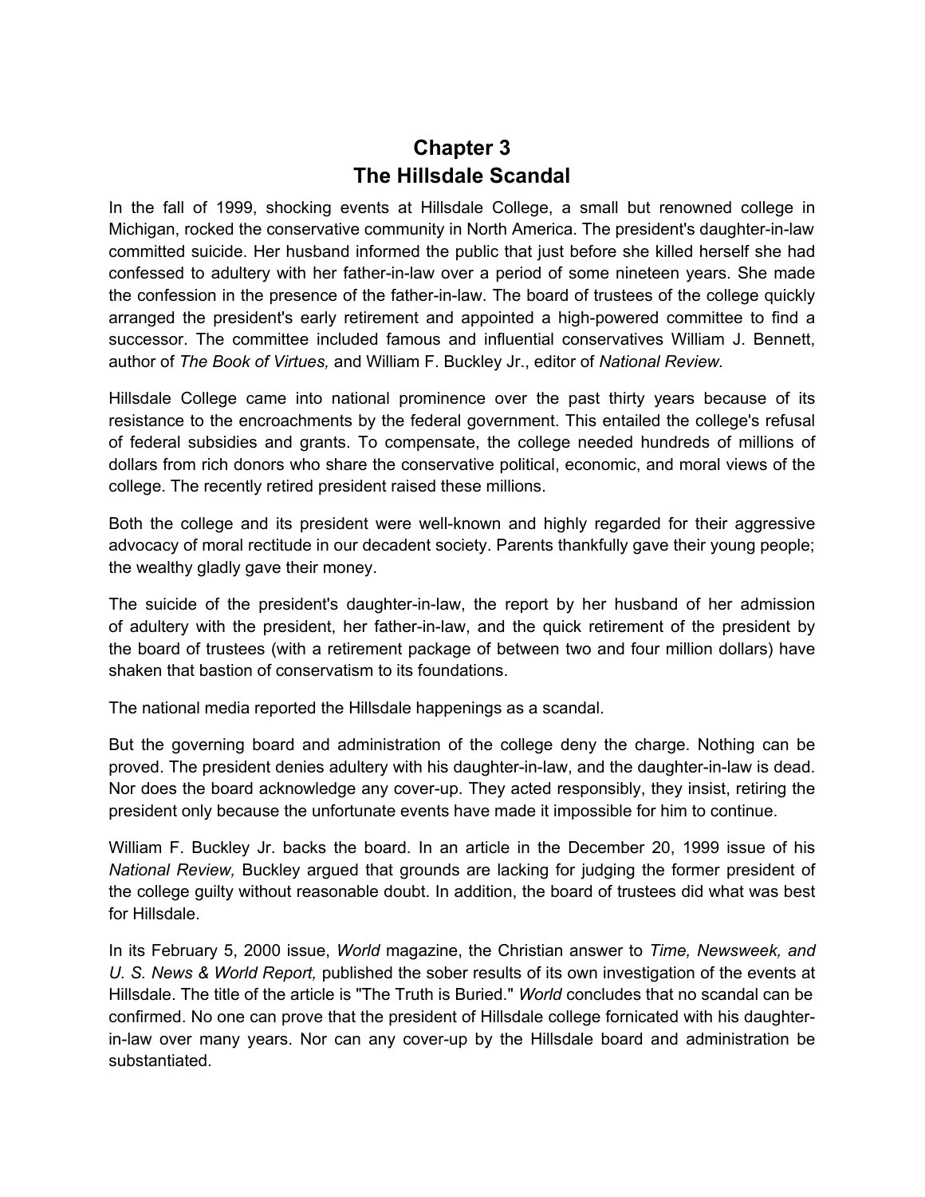# Chapter 3
# The Hillsdale Scandal

In the fall of 1999, shocking events at Hillsdale College, a small but renowned college in Michigan, rocked the conservative community in North America. The president's daughter-in-law committed suicide. Her husband informed the public that just before she killed herself she had confessed to adultery with her father-in-law over a period of some nineteen years. She made the confession in the presence of the father-in-law. The board of trustees of the college quickly arranged the president's early retirement and appointed a high-powered committee to find a successor. The committee included famous and influential conservatives William J. Bennett, author of *The Book of Virtues,* and William F. Buckley Jr., editor of *National Review.*

Hillsdale College came into national prominence over the past thirty years because of its resistance to the encroachments by the federal government. This entailed the college's refusal of federal subsidies and grants. To compensate, the college needed hundreds of millions of dollars from rich donors who share the conservative political, economic, and moral views of the college. The recently retired president raised these millions.

Both the college and its president were well-known and highly regarded for their aggressive advocacy of moral rectitude in our decadent society. Parents thankfully gave their young people; the wealthy gladly gave their money.

The suicide of the president's daughter-in-law, the report by her husband of her admission of adultery with the president, her father-in-law, and the quick retirement of the president by the board of trustees (with a retirement package of between two and four million dollars) have shaken that bastion of conservatism to its foundations.

The national media reported the Hillsdale happenings as a scandal.

But the governing board and administration of the college deny the charge. Nothing can be proved. The president denies adultery with his daughter-in-law, and the daughter-in-law is dead. Nor does the board acknowledge any cover-up. They acted responsibly, they insist, retiring the president only because the unfortunate events have made it impossible for him to continue.

William F. Buckley Jr. backs the board. In an article in the December 20, 1999 issue of his *National Review,* Buckley argued that grounds are lacking for judging the former president of the college guilty without reasonable doubt. In addition, the board of trustees did what was best for Hillsdale.

In its February 5, 2000 issue, *World* magazine, the Christian answer to *Time, Newsweek, and U. S. News & World Report,* published the sober results of its own investigation of the events at Hillsdale. The title of the article is "The Truth is Buried." *World* concludes that no scandal can be confirmed. No one can prove that the president of Hillsdale college fornicated with his daughter-in-law over many years. Nor can any cover-up by the Hillsdale board and administration be substantiated.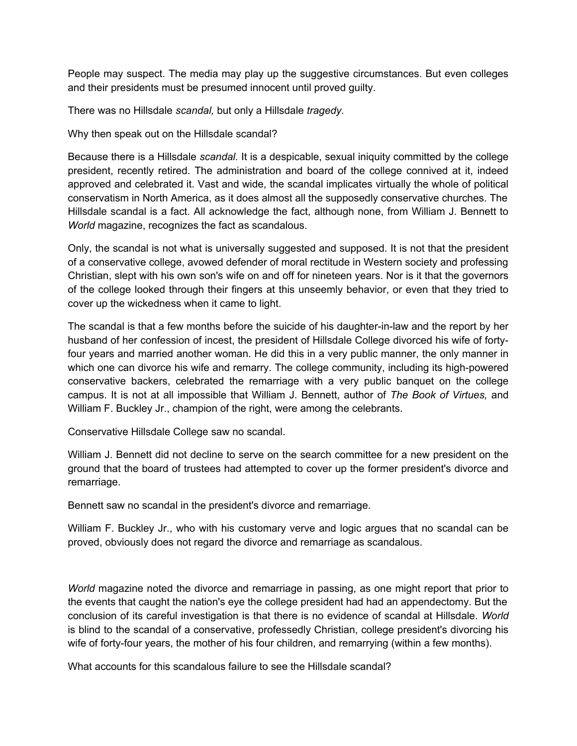People may suspect. The media may play up the suggestive circumstances. But even colleges and their presidents must be presumed innocent until proved guilty.

There was no Hillsdale *scandal,* but only a Hillsdale *tragedy.*

Why then speak out on the Hillsdale scandal?

Because there is a Hillsdale *scandal.* It is a despicable, sexual iniquity committed by the college president, recently retired. The administration and board of the college connived at it, indeed approved and celebrated it. Vast and wide, the scandal implicates virtually the whole of political conservatism in North America, as it does almost all the supposedly conservative churches. The Hillsdale scandal is a fact. All acknowledge the fact, although none, from William J. Bennett to *World* magazine, recognizes the fact as scandalous.

Only, the scandal is not what is universally suggested and supposed. It is not that the president of a conservative college, avowed defender of moral rectitude in Western society and professing Christian, slept with his own son's wife on and off for nineteen years. Nor is it that the governors of the college looked through their fingers at this unseemly behavior, or even that they tried to cover up the wickedness when it came to light.

The scandal is that a few months before the suicide of his daughter-in-law and the report by her husband of her confession of incest, the president of Hillsdale College divorced his wife of forty-four years and married another woman. He did this in a very public manner, the only manner in which one can divorce his wife and remarry. The college community, including its high-powered conservative backers, celebrated the remarriage with a very public banquet on the college campus. It is not at all impossible that William J. Bennett, author of *The Book of Virtues,* and William F. Buckley Jr., champion of the right, were among the celebrants.

Conservative Hillsdale College saw no scandal.

William J. Bennett did not decline to serve on the search committee for a new president on the ground that the board of trustees had attempted to cover up the former president's divorce and remarriage.

Bennett saw no scandal in the president's divorce and remarriage.

William F. Buckley Jr., who with his customary verve and logic argues that no scandal can be proved, obviously does not regard the divorce and remarriage as scandalous.

*World* magazine noted the divorce and remarriage in passing, as one might report that prior to the events that caught the nation's eye the college president had had an appendectomy. But the conclusion of its careful investigation is that there is no evidence of scandal at Hillsdale. *World* is blind to the scandal of a conservative, professedly Christian, college president's divorcing his wife of forty-four years, the mother of his four children, and remarrying (within a few months).

What accounts for this scandalous failure to see the Hillsdale scandal?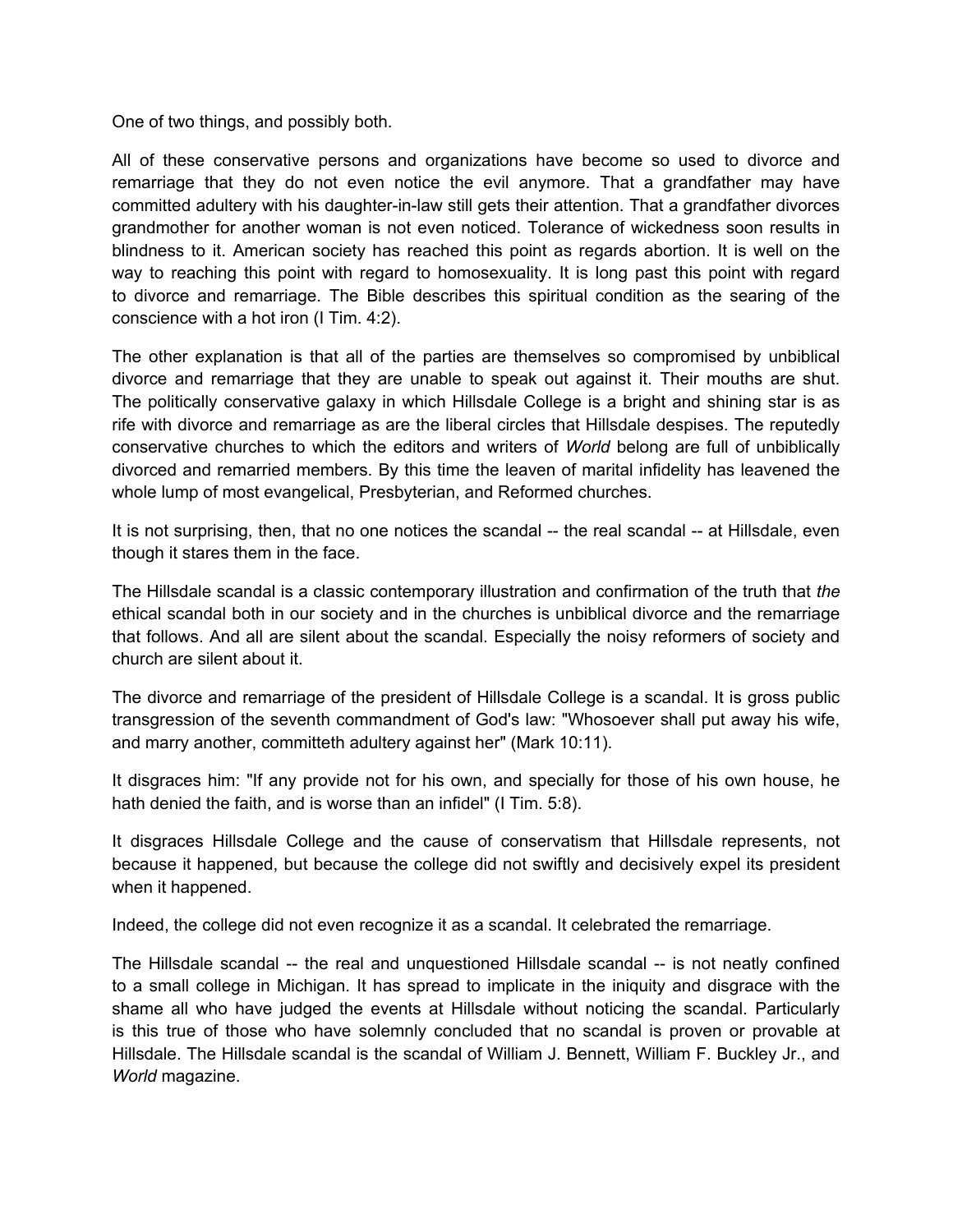One of two things, and possibly both.

All of these conservative persons and organizations have become so used to divorce and remarriage that they do not even notice the evil anymore. That a grandfather may have committed adultery with his daughter-in-law still gets their attention. That a grandfather divorces grandmother for another woman is not even noticed. Tolerance of wickedness soon results in blindness to it. American society has reached this point as regards abortion. It is well on the way to reaching this point with regard to homosexuality. It is long past this point with regard to divorce and remarriage. The Bible describes this spiritual condition as the searing of the conscience with a hot iron (I Tim. 4:2).

The other explanation is that all of the parties are themselves so compromised by unbiblical divorce and remarriage that they are unable to speak out against it. Their mouths are shut. The politically conservative galaxy in which Hillsdale College is a bright and shining star is as rife with divorce and remarriage as are the liberal circles that Hillsdale despises. The reputedly conservative churches to which the editors and writers of *World* belong are full of unbiblically divorced and remarried members. By this time the leaven of marital infidelity has leavened the whole lump of most evangelical, Presbyterian, and Reformed churches.

It is not surprising, then, that no one notices the scandal -- the real scandal -- at Hillsdale, even though it stares them in the face.

The Hillsdale scandal is a classic contemporary illustration and confirmation of the truth that *the* ethical scandal both in our society and in the churches is unbiblical divorce and the remarriage that follows. And all are silent about the scandal. Especially the noisy reformers of society and church are silent about it.

The divorce and remarriage of the president of Hillsdale College is a scandal. It is gross public transgression of the seventh commandment of God's law: "Whosoever shall put away his wife, and marry another, committeth adultery against her" (Mark 10:11).

It disgraces him: "If any provide not for his own, and specially for those of his own house, he hath denied the faith, and is worse than an infidel" (I Tim. 5:8).

It disgraces Hillsdale College and the cause of conservatism that Hillsdale represents, not because it happened, but because the college did not swiftly and decisively expel its president when it happened.

Indeed, the college did not even recognize it as a scandal. It celebrated the remarriage.

The Hillsdale scandal -- the real and unquestioned Hillsdale scandal -- is not neatly confined to a small college in Michigan. It has spread to implicate in the iniquity and disgrace with the shame all who have judged the events at Hillsdale without noticing the scandal. Particularly is this true of those who have solemnly concluded that no scandal is proven or provable at Hillsdale. The Hillsdale scandal is the scandal of William J. Bennett, William F. Buckley Jr., and *World* magazine.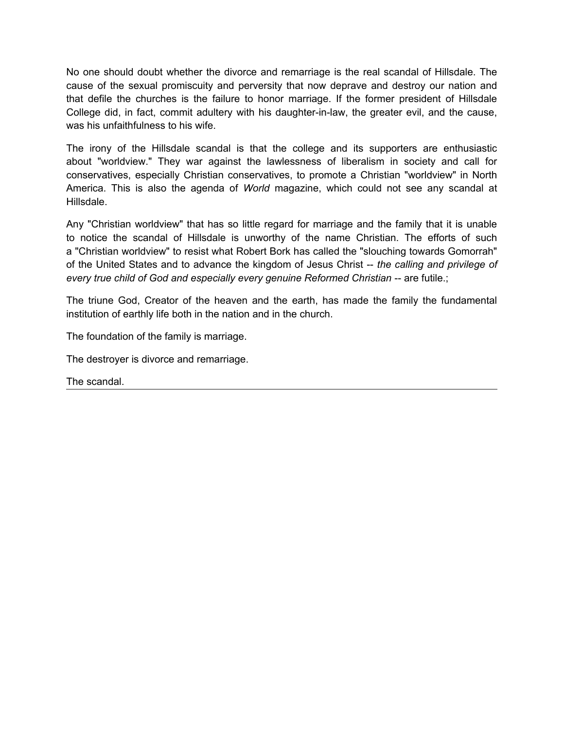No one should doubt whether the divorce and remarriage is the real scandal of Hillsdale. The cause of the sexual promiscuity and perversity that now deprave and destroy our nation and that defile the churches is the failure to honor marriage. If the former president of Hillsdale College did, in fact, commit adultery with his daughter-in-law, the greater evil, and the cause, was his unfaithfulness to his wife.

The irony of the Hillsdale scandal is that the college and its supporters are enthusiastic about "worldview." They war against the lawlessness of liberalism in society and call for conservatives, especially Christian conservatives, to promote a Christian "worldview" in North America. This is also the agenda of *World* magazine, which could not see any scandal at Hillsdale.

Any "Christian worldview" that has so little regard for marriage and the family that it is unable to notice the scandal of Hillsdale is unworthy of the name Christian. The efforts of such a "Christian worldview" to resist what Robert Bork has called the "slouching towards Gomorrah" of the United States and to advance the kingdom of Jesus Christ -- *the calling and privilege of every true child of God and especially every genuine Reformed Christian* -- are futile.;

The triune God, Creator of the heaven and the earth, has made the family the fundamental institution of earthly life both in the nation and in the church.

The foundation of the family is marriage.

The destroyer is divorce and remarriage.

The scandal.

---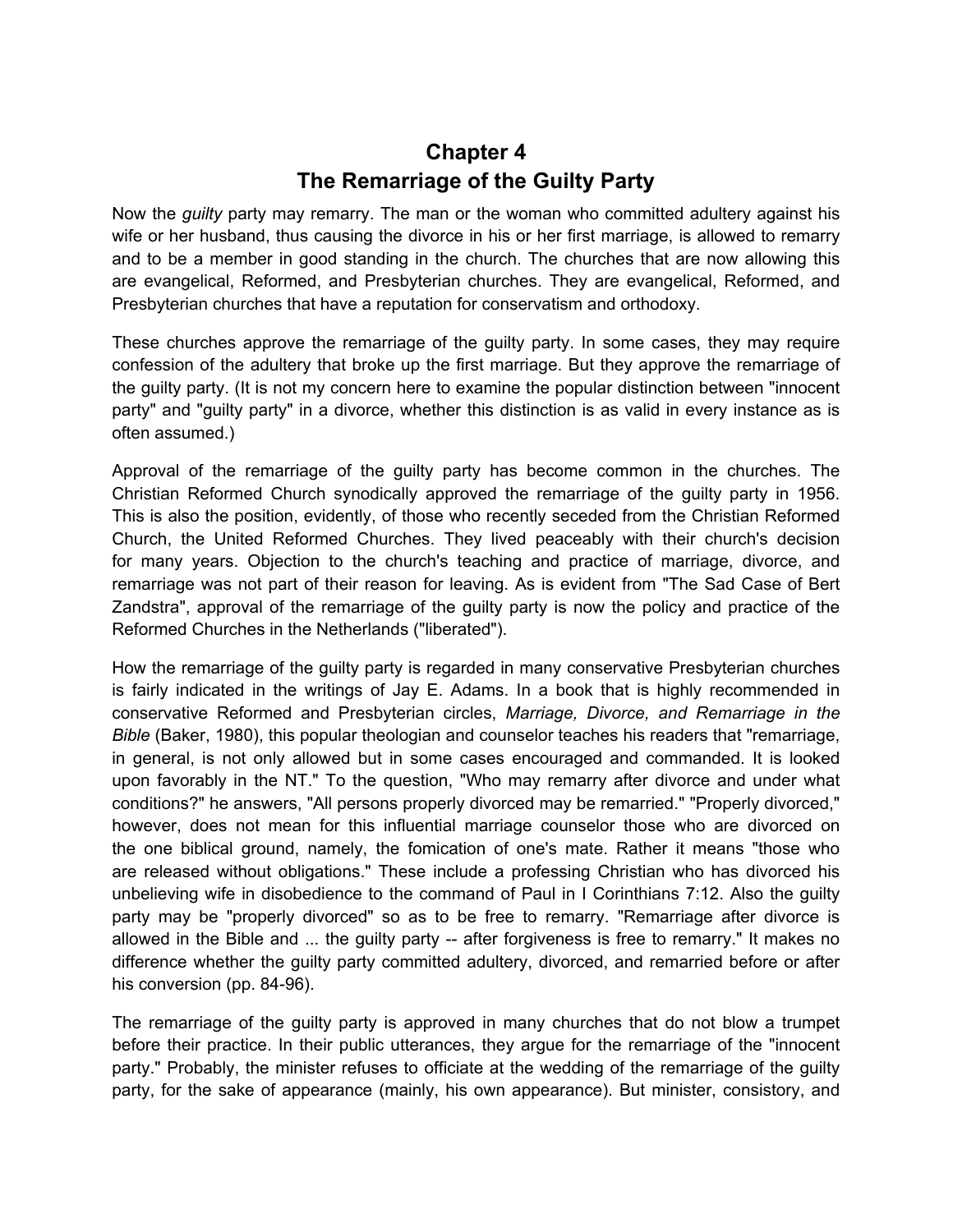# Chapter 4
# The Remarriage of the Guilty Party

Now the *guilty* party may remarry. The man or the woman who committed adultery against his wife or her husband, thus causing the divorce in his or her first marriage, is allowed to remarry and to be a member in good standing in the church. The churches that are now allowing this are evangelical, Reformed, and Presbyterian churches. They are evangelical, Reformed, and Presbyterian churches that have a reputation for conservatism and orthodoxy.

These churches approve the remarriage of the guilty party. In some cases, they may require confession of the adultery that broke up the first marriage. But they approve the remarriage of the guilty party. (It is not my concern here to examine the popular distinction between "innocent party" and "guilty party" in a divorce, whether this distinction is as valid in every instance as is often assumed.)

Approval of the remarriage of the guilty party has become common in the churches. The Christian Reformed Church synodically approved the remarriage of the guilty party in 1956. This is also the position, evidently, of those who recently seceded from the Christian Reformed Church, the United Reformed Churches. They lived peaceably with their church's decision for many years. Objection to the church's teaching and practice of marriage, divorce, and remarriage was not part of their reason for leaving. As is evident from "The Sad Case of Bert Zandstra", approval of the remarriage of the guilty party is now the policy and practice of the Reformed Churches in the Netherlands ("liberated").

How the remarriage of the guilty party is regarded in many conservative Presbyterian churches is fairly indicated in the writings of Jay E. Adams. In a book that is highly recommended in conservative Reformed and Presbyterian circles, *Marriage, Divorce, and Remarriage in the Bible* (Baker, 1980), this popular theologian and counselor teaches his readers that "remarriage, in general, is not only allowed but in some cases encouraged and commanded. It is looked upon favorably in the NT." To the question, "Who may remarry after divorce and under what conditions?" he answers, "All persons properly divorced may be remarried." "Properly divorced," however, does not mean for this influential marriage counselor those who are divorced on the one biblical ground, namely, the fomication of one's mate. Rather it means "those who are released without obligations." These include a professing Christian who has divorced his unbelieving wife in disobedience to the command of Paul in I Corinthians 7:12. Also the guilty party may be "properly divorced" so as to be free to remarry. "Remarriage after divorce is allowed in the Bible and ... the guilty party -- after forgiveness is free to remarry." It makes no difference whether the guilty party committed adultery, divorced, and remarried before or after his conversion (pp. 84-96).

The remarriage of the guilty party is approved in many churches that do not blow a trumpet before their practice. In their public utterances, they argue for the remarriage of the "innocent party." Probably, the minister refuses to officiate at the wedding of the remarriage of the guilty party, for the sake of appearance (mainly, his own appearance). But minister, consistory, and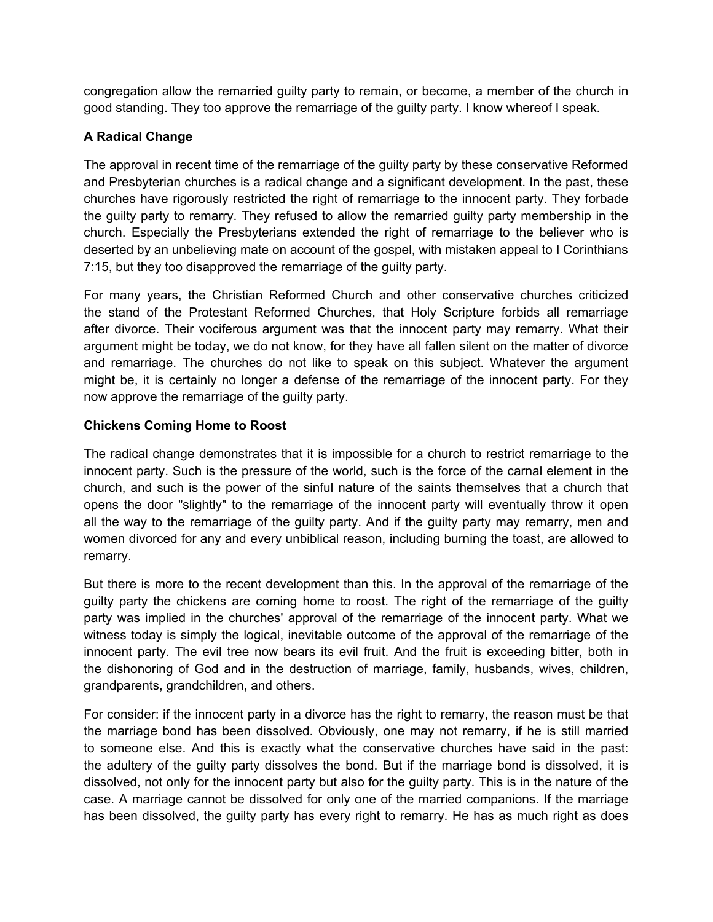congregation allow the remarried guilty party to remain, or become, a member of the church in good standing. They too approve the remarriage of the guilty party. I know whereof I speak.

**A Radical Change**

The approval in recent time of the remarriage of the guilty party by these conservative Reformed and Presbyterian churches is a radical change and a significant development. In the past, these churches have rigorously restricted the right of remarriage to the innocent party. They forbade the guilty party to remarry. They refused to allow the remarried guilty party membership in the church. Especially the Presbyterians extended the right of remarriage to the believer who is deserted by an unbelieving mate on account of the gospel, with mistaken appeal to I Corinthians 7:15, but they too disapproved the remarriage of the guilty party.

For many years, the Christian Reformed Church and other conservative churches criticized the stand of the Protestant Reformed Churches, that Holy Scripture forbids all remarriage after divorce. Their vociferous argument was that the innocent party may remarry. What their argument might be today, we do not know, for they have all fallen silent on the matter of divorce and remarriage. The churches do not like to speak on this subject. Whatever the argument might be, it is certainly no longer a defense of the remarriage of the innocent party. For they now approve the remarriage of the guilty party.

**Chickens Coming Home to Roost**

The radical change demonstrates that it is impossible for a church to restrict remarriage to the innocent party. Such is the pressure of the world, such is the force of the carnal element in the church, and such is the power of the sinful nature of the saints themselves that a church that opens the door "slightly" to the remarriage of the innocent party will eventually throw it open all the way to the remarriage of the guilty party. And if the guilty party may remarry, men and women divorced for any and every unbiblical reason, including burning the toast, are allowed to remarry.

But there is more to the recent development than this. In the approval of the remarriage of the guilty party the chickens are coming home to roost. The right of the remarriage of the guilty party was implied in the churches' approval of the remarriage of the innocent party. What we witness today is simply the logical, inevitable outcome of the approval of the remarriage of the innocent party. The evil tree now bears its evil fruit. And the fruit is exceeding bitter, both in the dishonoring of God and in the destruction of marriage, family, husbands, wives, children, grandparents, grandchildren, and others.

For consider: if the innocent party in a divorce has the right to remarry, the reason must be that the marriage bond has been dissolved. Obviously, one may not remarry, if he is still married to someone else. And this is exactly what the conservative churches have said in the past: the adultery of the guilty party dissolves the bond. But if the marriage bond is dissolved, it is dissolved, not only for the innocent party but also for the guilty party. This is in the nature of the case. A marriage cannot be dissolved for only one of the married companions. If the marriage has been dissolved, the guilty party has every right to remarry. He has as much right as does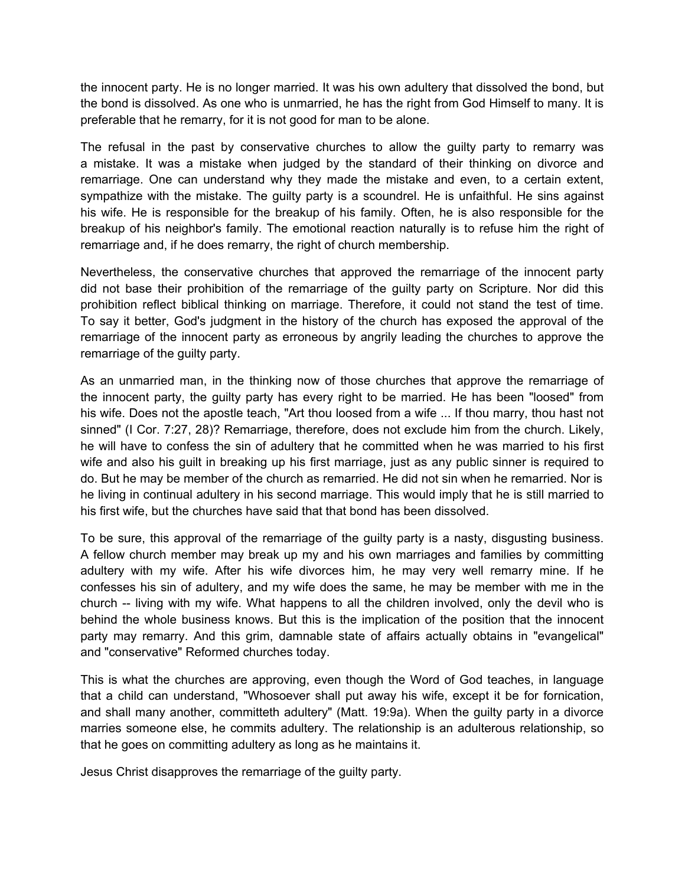the innocent party. He is no longer married. It was his own adultery that dissolved the bond, but the bond is dissolved. As one who is unmarried, he has the right from God Himself to many. It is preferable that he remarry, for it is not good for man to be alone.

The refusal in the past by conservative churches to allow the guilty party to remarry was a mistake. It was a mistake when judged by the standard of their thinking on divorce and remarriage. One can understand why they made the mistake and even, to a certain extent, sympathize with the mistake. The guilty party is a scoundrel. He is unfaithful. He sins against his wife. He is responsible for the breakup of his family. Often, he is also responsible for the breakup of his neighbor's family. The emotional reaction naturally is to refuse him the right of remarriage and, if he does remarry, the right of church membership.

Nevertheless, the conservative churches that approved the remarriage of the innocent party did not base their prohibition of the remarriage of the guilty party on Scripture. Nor did this prohibition reflect biblical thinking on marriage. Therefore, it could not stand the test of time. To say it better, God's judgment in the history of the church has exposed the approval of the remarriage of the innocent party as erroneous by angrily leading the churches to approve the remarriage of the guilty party.

As an unmarried man, in the thinking now of those churches that approve the remarriage of the innocent party, the guilty party has every right to be married. He has been "loosed" from his wife. Does not the apostle teach, "Art thou loosed from a wife ... If thou marry, thou hast not sinned" (I Cor. 7:27, 28)? Remarriage, therefore, does not exclude him from the church. Likely, he will have to confess the sin of adultery that he committed when he was married to his first wife and also his guilt in breaking up his first marriage, just as any public sinner is required to do. But he may be member of the church as remarried. He did not sin when he remarried. Nor is he living in continual adultery in his second marriage. This would imply that he is still married to his first wife, but the churches have said that that bond has been dissolved.

To be sure, this approval of the remarriage of the guilty party is a nasty, disgusting business. A fellow church member may break up my and his own marriages and families by committing adultery with my wife. After his wife divorces him, he may very well remarry mine. If he confesses his sin of adultery, and my wife does the same, he may be member with me in the church -- living with my wife. What happens to all the children involved, only the devil who is behind the whole business knows. But this is the implication of the position that the innocent party may remarry. And this grim, damnable state of affairs actually obtains in "evangelical" and "conservative" Reformed churches today.

This is what the churches are approving, even though the Word of God teaches, in language that a child can understand, "Whosoever shall put away his wife, except it be for fornication, and shall many another, committeth adultery" (Matt. 19:9a). When the guilty party in a divorce marries someone else, he commits adultery. The relationship is an adulterous relationship, so that he goes on committing adultery as long as he maintains it.

Jesus Christ disapproves the remarriage of the guilty party.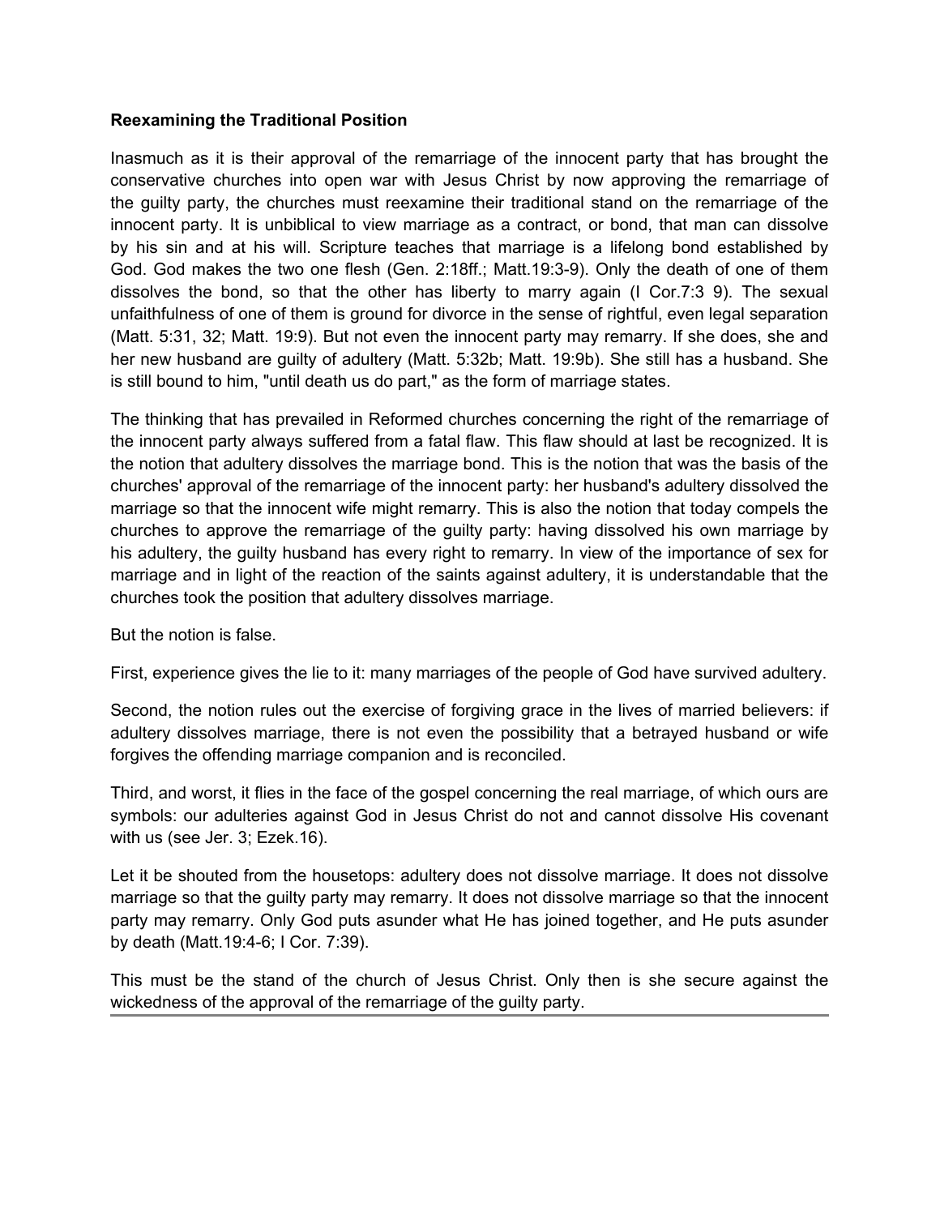**Reexamining the Traditional Position**

Inasmuch as it is their approval of the remarriage of the innocent party that has brought the conservative churches into open war with Jesus Christ by now approving the remarriage of the guilty party, the churches must reexamine their traditional stand on the remarriage of the innocent party. It is unbiblical to view marriage as a contract, or bond, that man can dissolve by his sin and at his will. Scripture teaches that marriage is a lifelong bond established by God. God makes the two one flesh (Gen. 2:18ff.; Matt.19:3-9). Only the death of one of them dissolves the bond, so that the other has liberty to marry again (I Cor.7:3 9). The sexual unfaithfulness of one of them is ground for divorce in the sense of rightful, even legal separation (Matt. 5:31, 32; Matt. 19:9). But not even the innocent party may remarry. If she does, she and her new husband are guilty of adultery (Matt. 5:32b; Matt. 19:9b). She still has a husband. She is still bound to him, "until death us do part," as the form of marriage states.

The thinking that has prevailed in Reformed churches concerning the right of the remarriage of the innocent party always suffered from a fatal flaw. This flaw should at last be recognized. It is the notion that adultery dissolves the marriage bond. This is the notion that was the basis of the churches' approval of the remarriage of the innocent party: her husband's adultery dissolved the marriage so that the innocent wife might remarry. This is also the notion that today compels the churches to approve the remarriage of the guilty party: having dissolved his own marriage by his adultery, the guilty husband has every right to remarry. In view of the importance of sex for marriage and in light of the reaction of the saints against adultery, it is understandable that the churches took the position that adultery dissolves marriage.

But the notion is false.

First, experience gives the lie to it: many marriages of the people of God have survived adultery.

Second, the notion rules out the exercise of forgiving grace in the lives of married believers: if adultery dissolves marriage, there is not even the possibility that a betrayed husband or wife forgives the offending marriage companion and is reconciled.

Third, and worst, it flies in the face of the gospel concerning the real marriage, of which ours are symbols: our adulteries against God in Jesus Christ do not and cannot dissolve His covenant with us (see Jer. 3; Ezek.16).

Let it be shouted from the housetops: adultery does not dissolve marriage. It does not dissolve marriage so that the guilty party may remarry. It does not dissolve marriage so that the innocent party may remarry. Only God puts asunder what He has joined together, and He puts asunder by death (Matt.19:4-6; I Cor. 7:39).

This must be the stand of the church of Jesus Christ. Only then is she secure against the wickedness of the approval of the remarriage of the guilty party.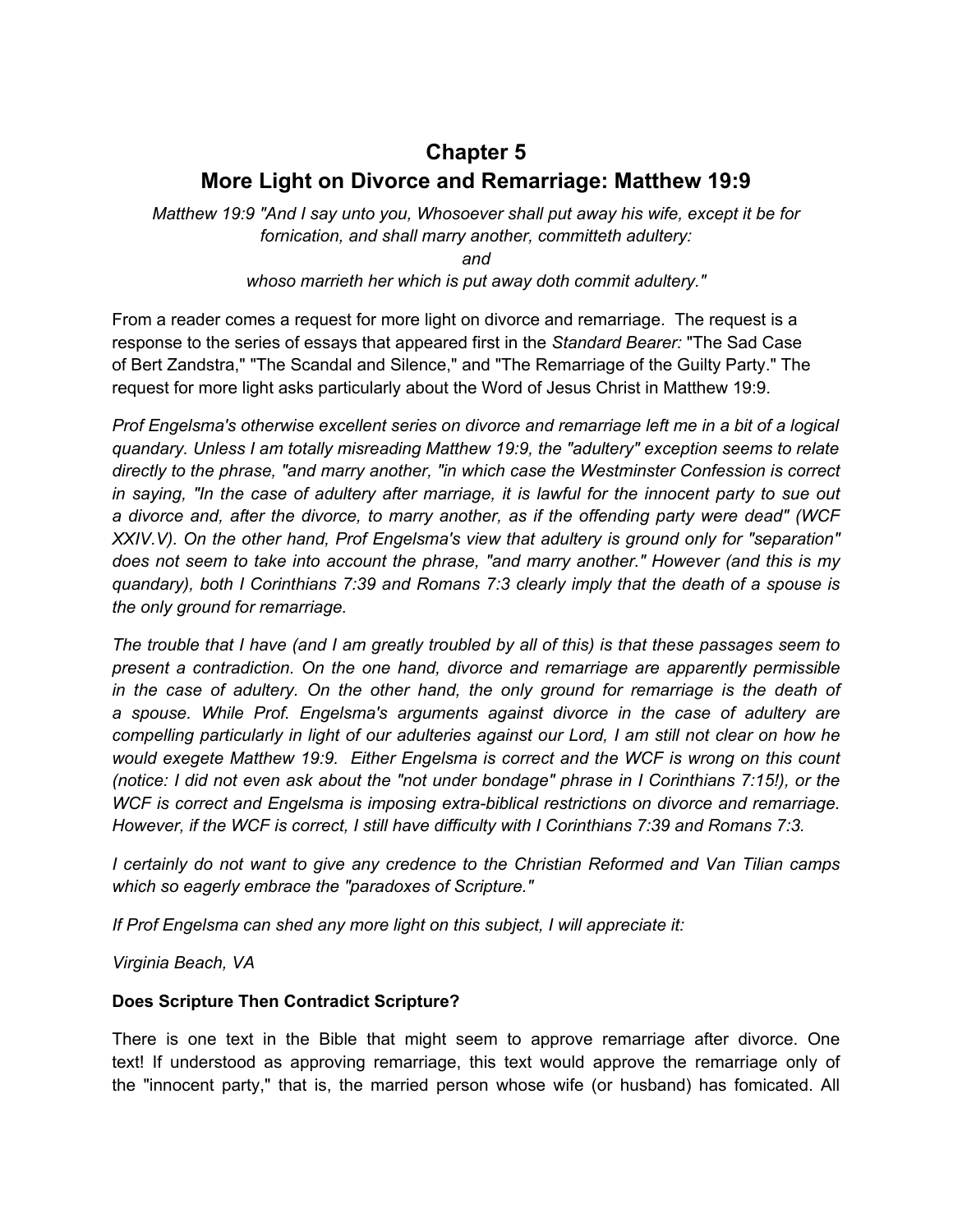## Chapter 5
## More Light on Divorce and Remarriage: Matthew 19:9

*Matthew 19:9 "And I say unto you, Whosoever shall put away his wife, except it be for fornication, and shall marry another, committeth adultery:*
*and*
*whoso marrieth her which is put away doth commit adultery."*

From a reader comes a request for more light on divorce and remarriage. The request is a response to the series of essays that appeared first in the *Standard Bearer:* "The Sad Case of Bert Zandstra," "The Scandal and Silence," and "The Remarriage of the Guilty Party." The request for more light asks particularly about the Word of Jesus Christ in Matthew 19:9.

*Prof Engelsma's otherwise excellent series on divorce and remarriage left me in a bit of a logical quandary. Unless I am totally misreading Matthew 19:9, the "adultery" exception seems to relate directly to the phrase, "and marry another, "in which case the Westminster Confession is correct in saying, "In the case of adultery after marriage, it is lawful for the innocent party to sue out a divorce and, after the divorce, to marry another, as if the offending party were dead" (WCF XXIV.V). On the other hand, Prof Engelsma's view that adultery is ground only for "separation" does not seem to take into account the phrase, "and marry another." However (and this is my quandary), both I Corinthians 7:39 and Romans 7:3 clearly imply that the death of a spouse is the only ground for remarriage.*

*The trouble that I have (and I am greatly troubled by all of this) is that these passages seem to present a contradiction. On the one hand, divorce and remarriage are apparently permissible in the case of adultery. On the other hand, the only ground for remarriage is the death of a spouse. While Prof. Engelsma's arguments against divorce in the case of adultery are compelling particularly in light of our adulteries against our Lord, I am still not clear on how he would exegete Matthew 19:9. Either Engelsma is correct and the WCF is wrong on this count (notice: I did not even ask about the "not under bondage" phrase in I Corinthians 7:15!), or the WCF is correct and Engelsma is imposing extra-biblical restrictions on divorce and remarriage. However, if the WCF is correct, I still have difficulty with I Corinthians 7:39 and Romans 7:3.*

*I certainly do not want to give any credence to the Christian Reformed and Van Tilian camps which so eagerly embrace the "paradoxes of Scripture."*

*If Prof Engelsma can shed any more light on this subject, I will appreciate it:*

*Virginia Beach, VA*

**Does Scripture Then Contradict Scripture?**

There is one text in the Bible that might seem to approve remarriage after divorce. One text! If understood as approving remarriage, this text would approve the remarriage only of the "innocent party," that is, the married person whose wife (or husband) has fomicated. All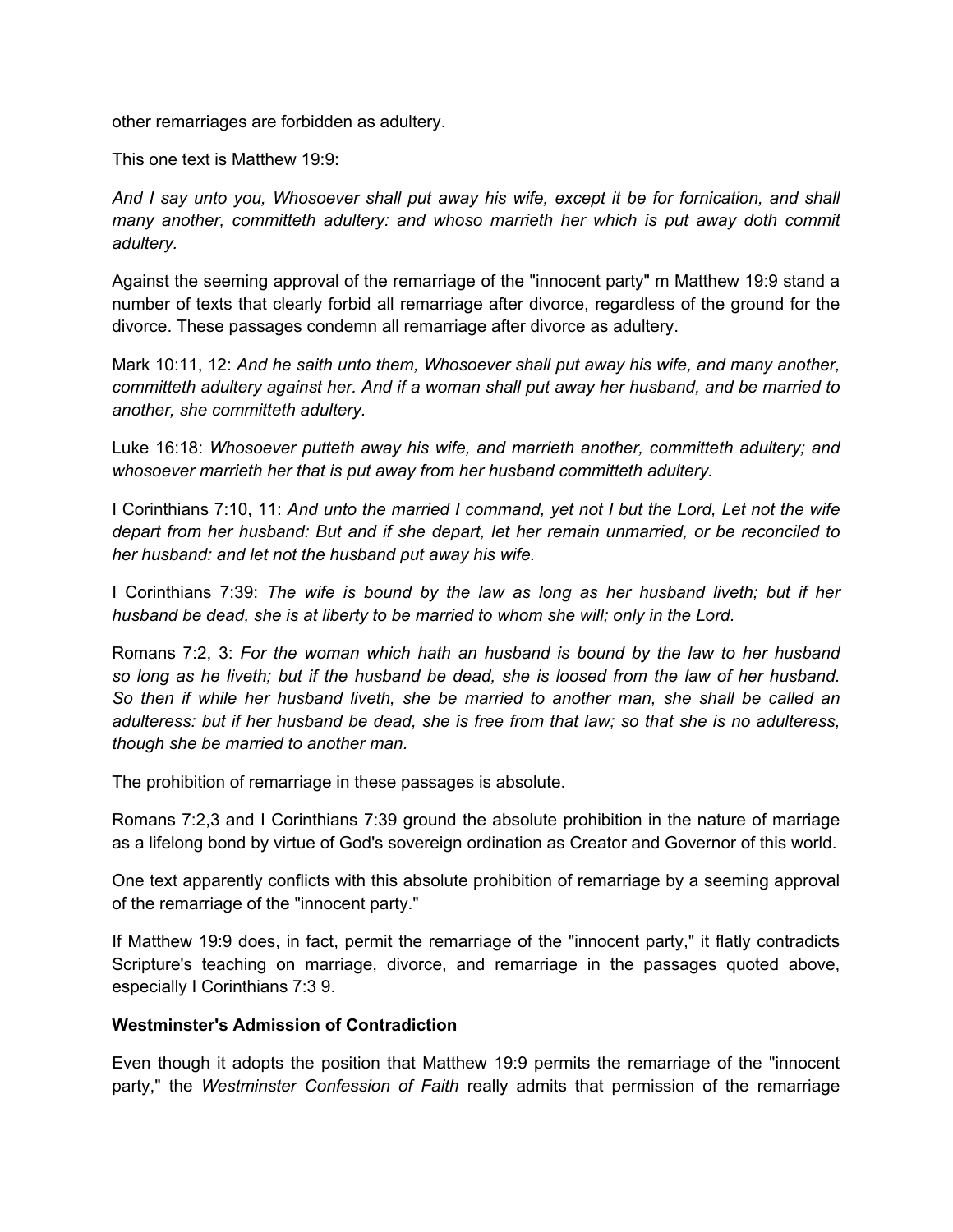other remarriages are forbidden as adultery.

This one text is Matthew 19:9:

*And I say unto you, Whosoever shall put away his wife, except it be for fornication, and shall many another, committeth adultery: and whoso marrieth her which is put away doth commit adultery.*

Against the seeming approval of the remarriage of the "innocent party" m Matthew 19:9 stand a number of texts that clearly forbid all remarriage after divorce, regardless of the ground for the divorce. These passages condemn all remarriage after divorce as adultery.

Mark 10:11, 12: *And he saith unto them, Whosoever shall put away his wife, and many another, committeth adultery against her. And if a woman shall put away her husband, and be married to another, she committeth adultery.*

Luke 16:18: *Whosoever putteth away his wife, and marrieth another, committeth adultery; and whosoever marrieth her that is put away from her husband committeth adultery.*

I Corinthians 7:10, 11: *And unto the married I command, yet not I but the Lord, Let not the wife depart from her husband: But and if she depart, let her remain unmarried, or be reconciled to her husband: and let not the husband put away his wife.*

I Corinthians 7:39: *The wife is bound by the law as long as her husband liveth; but if her husband be dead, she is at liberty to be married to whom she will; only in the Lord.*

Romans 7:2, 3: *For the woman which hath an husband is bound by the law to her husband so long as he liveth; but if the husband be dead, she is loosed from the law of her husband. So then if while her husband liveth, she be married to another man, she shall be called an adulteress: but if her husband be dead, she is free from that law; so that she is no adulteress, though she be married to another man.*

The prohibition of remarriage in these passages is absolute.

Romans 7:2,3 and I Corinthians 7:39 ground the absolute prohibition in the nature of marriage as a lifelong bond by virtue of God's sovereign ordination as Creator and Governor of this world.

One text apparently conflicts with this absolute prohibition of remarriage by a seeming approval of the remarriage of the "innocent party."

If Matthew 19:9 does, in fact, permit the remarriage of the "innocent party," it flatly contradicts Scripture's teaching on marriage, divorce, and remarriage in the passages quoted above, especially I Corinthians 7:3 9.

**Westminster's Admission of Contradiction**

Even though it adopts the position that Matthew 19:9 permits the remarriage of the "innocent party," the *Westminster Confession of Faith* really admits that permission of the remarriage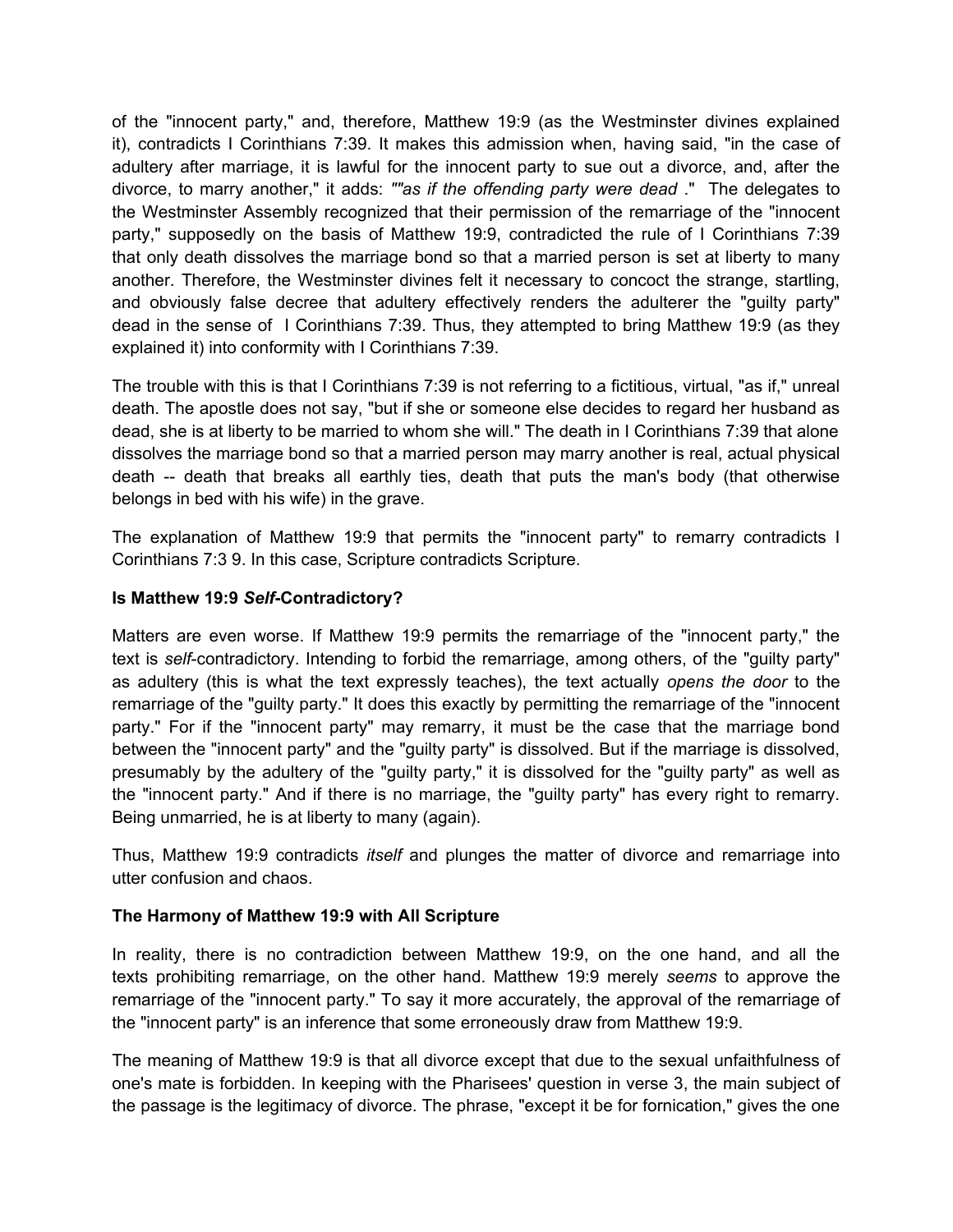of the "innocent party," and, therefore, Matthew 19:9 (as the Westminster divines explained it), contradicts I Corinthians 7:39. It makes this admission when, having said, "in the case of adultery after marriage, it is lawful for the innocent party to sue out a divorce, and, after the divorce, to marry another," it adds: *""as if the offending party were dead* ." The delegates to the Westminster Assembly recognized that their permission of the remarriage of the "innocent party," supposedly on the basis of Matthew 19:9, contradicted the rule of I Corinthians 7:39 that only death dissolves the marriage bond so that a married person is set at liberty to many another. Therefore, the Westminster divines felt it necessary to concoct the strange, startling, and obviously false decree that adultery effectively renders the adulterer the "guilty party" dead in the sense of I Corinthians 7:39. Thus, they attempted to bring Matthew 19:9 (as they explained it) into conformity with I Corinthians 7:39.

The trouble with this is that I Corinthians 7:39 is not referring to a fictitious, virtual, "as if," unreal death. The apostle does not say, "but if she or someone else decides to regard her husband as dead, she is at liberty to be married to whom she will." The death in I Corinthians 7:39 that alone dissolves the marriage bond so that a married person may marry another is real, actual physical death -- death that breaks all earthly ties, death that puts the man's body (that otherwise belongs in bed with his wife) in the grave.

The explanation of Matthew 19:9 that permits the "innocent party" to remarry contradicts I Corinthians 7:3 9. In this case, Scripture contradicts Scripture.

### Is Matthew 19:9 *Self*-Contradictory?

Matters are even worse. If Matthew 19:9 permits the remarriage of the "innocent party," the text is *self*-contradictory. Intending to forbid the remarriage, among others, of the "guilty party" as adultery (this is what the text expressly teaches), the text actually *opens the door* to the remarriage of the "guilty party." It does this exactly by permitting the remarriage of the "innocent party." For if the "innocent party" may remarry, it must be the case that the marriage bond between the "innocent party" and the "guilty party" is dissolved. But if the marriage is dissolved, presumably by the adultery of the "guilty party," it is dissolved for the "guilty party" as well as the "innocent party." And if there is no marriage, the "guilty party" has every right to remarry. Being unmarried, he is at liberty to many (again).

Thus, Matthew 19:9 contradicts *itself* and plunges the matter of divorce and remarriage into utter confusion and chaos.

### The Harmony of Matthew 19:9 with All Scripture

In reality, there is no contradiction between Matthew 19:9, on the one hand, and all the texts prohibiting remarriage, on the other hand. Matthew 19:9 merely *seems* to approve the remarriage of the "innocent party." To say it more accurately, the approval of the remarriage of the "innocent party" is an inference that some erroneously draw from Matthew 19:9.

The meaning of Matthew 19:9 is that all divorce except that due to the sexual unfaithfulness of one's mate is forbidden. In keeping with the Pharisees' question in verse 3, the main subject of the passage is the legitimacy of divorce. The phrase, "except it be for fornication," gives the one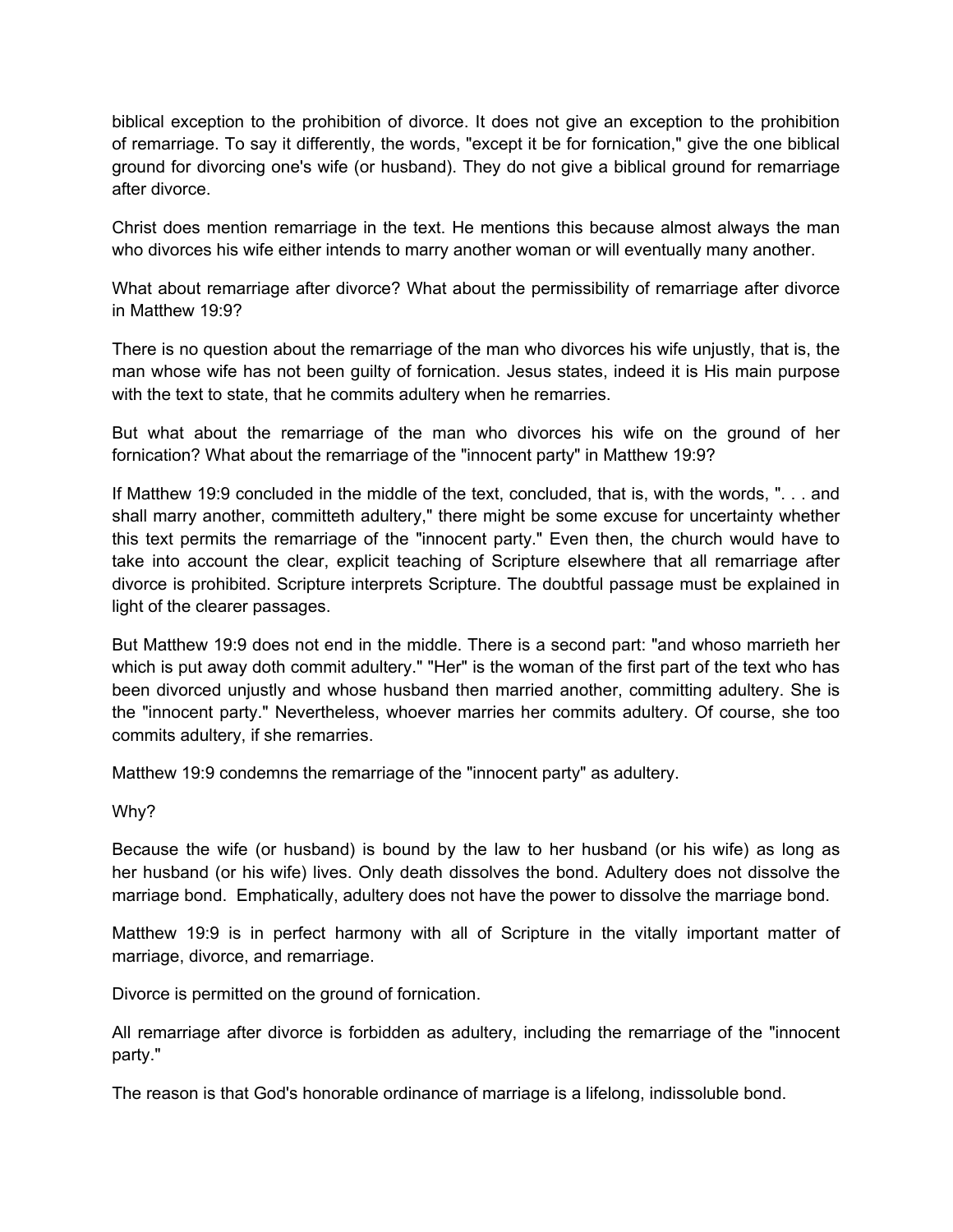biblical exception to the prohibition of divorce. It does not give an exception to the prohibition of remarriage. To say it differently, the words, "except it be for fornication," give the one biblical ground for divorcing one's wife (or husband). They do not give a biblical ground for remarriage after divorce.

Christ does mention remarriage in the text. He mentions this because almost always the man who divorces his wife either intends to marry another woman or will eventually many another.

What about remarriage after divorce? What about the permissibility of remarriage after divorce in Matthew 19:9?

There is no question about the remarriage of the man who divorces his wife unjustly, that is, the man whose wife has not been guilty of fornication. Jesus states, indeed it is His main purpose with the text to state, that he commits adultery when he remarries.

But what about the remarriage of the man who divorces his wife on the ground of her fornication? What about the remarriage of the "innocent party" in Matthew 19:9?

If Matthew 19:9 concluded in the middle of the text, concluded, that is, with the words, ". . . and shall marry another, committeth adultery," there might be some excuse for uncertainty whether this text permits the remarriage of the "innocent party." Even then, the church would have to take into account the clear, explicit teaching of Scripture elsewhere that all remarriage after divorce is prohibited. Scripture interprets Scripture. The doubtful passage must be explained in light of the clearer passages.

But Matthew 19:9 does not end in the middle. There is a second part: "and whoso marrieth her which is put away doth commit adultery." "Her" is the woman of the first part of the text who has been divorced unjustly and whose husband then married another, committing adultery. She is the "innocent party." Nevertheless, whoever marries her commits adultery. Of course, she too commits adultery, if she remarries.

Matthew 19:9 condemns the remarriage of the "innocent party" as adultery.

Why?

Because the wife (or husband) is bound by the law to her husband (or his wife) as long as her husband (or his wife) lives. Only death dissolves the bond. Adultery does not dissolve the marriage bond. Emphatically, adultery does not have the power to dissolve the marriage bond.

Matthew 19:9 is in perfect harmony with all of Scripture in the vitally important matter of marriage, divorce, and remarriage.

Divorce is permitted on the ground of fornication.

All remarriage after divorce is forbidden as adultery, including the remarriage of the "innocent party."

The reason is that God's honorable ordinance of marriage is a lifelong, indissoluble bond.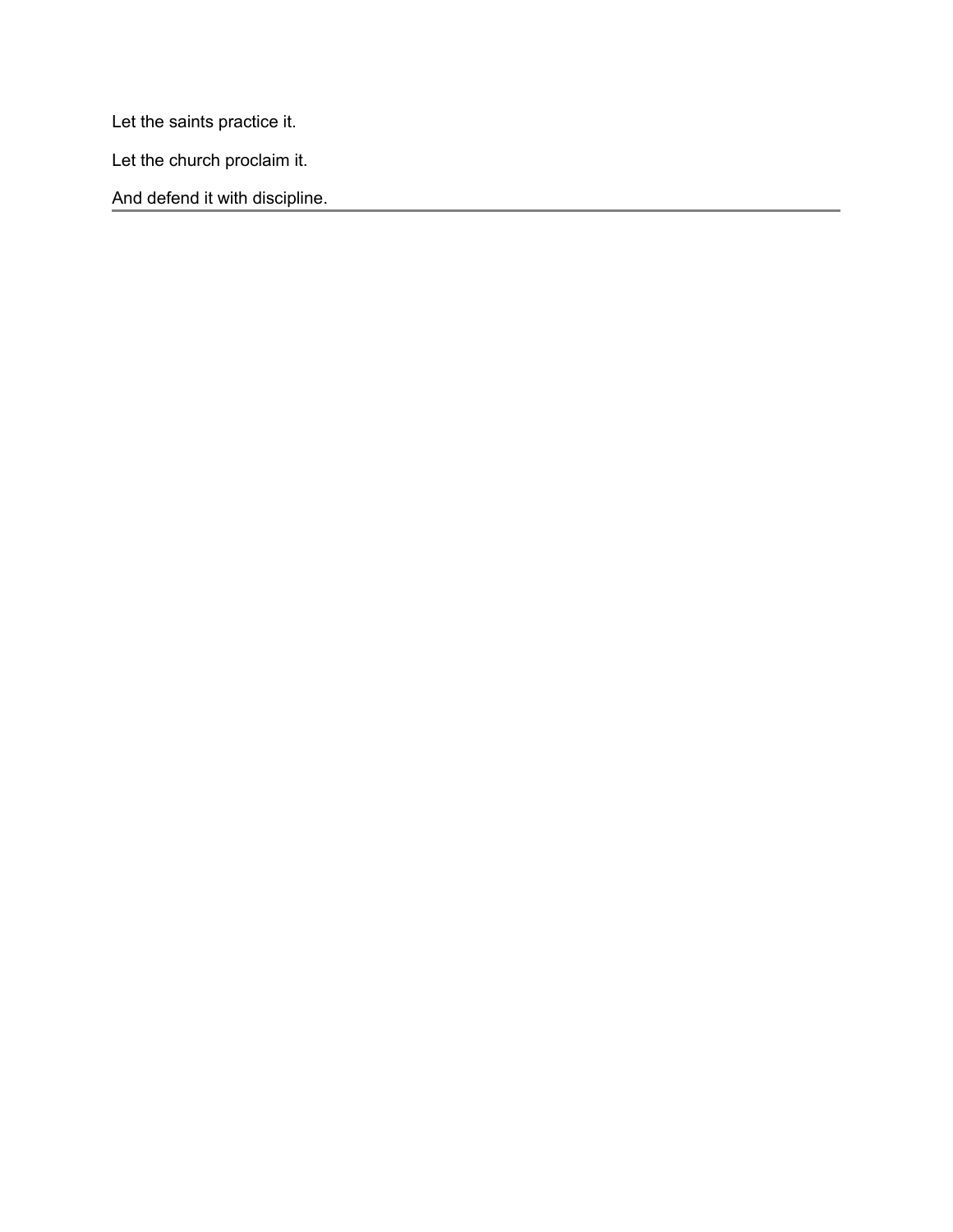Let the saints practice it.

Let the church proclaim it.

And defend it with discipline.

---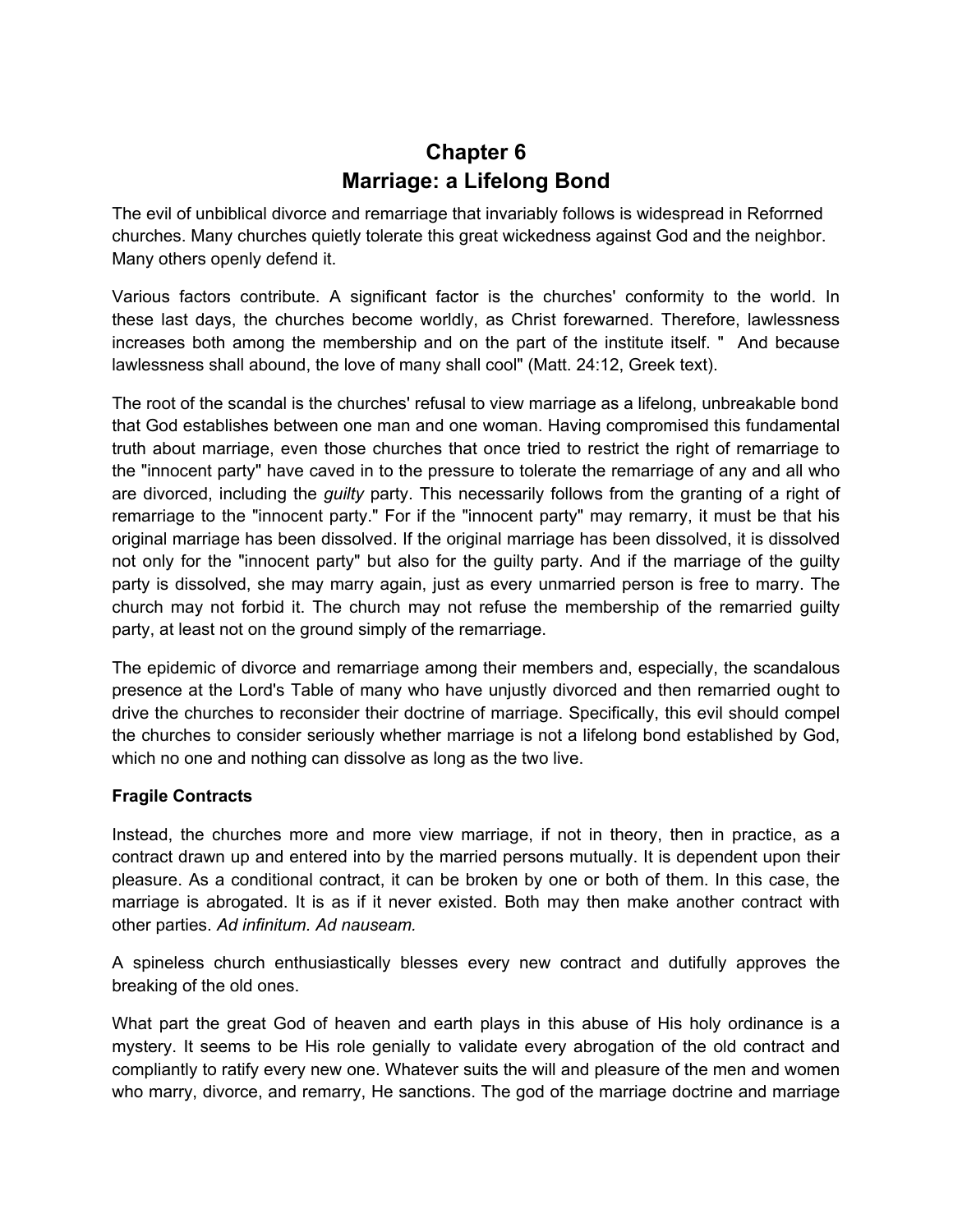# Chapter 6
# Marriage: a Lifelong Bond

The evil of unbiblical divorce and remarriage that invariably follows is widespread in Reforrned churches. Many churches quietly tolerate this great wickedness against God and the neighbor. Many others openly defend it.

Various factors contribute. A significant factor is the churches' conformity to the world. In these last days, the churches become worldly, as Christ forewarned. Therefore, lawlessness increases both among the membership and on the part of the institute itself. " And because lawlessness shall abound, the love of many shall cool" (Matt. 24:12, Greek text).

The root of the scandal is the churches' refusal to view marriage as a lifelong, unbreakable bond that God establishes between one man and one woman. Having compromised this fundamental truth about marriage, even those churches that once tried to restrict the right of remarriage to the "innocent party" have caved in to the pressure to tolerate the remarriage of any and all who are divorced, including the *guilty* party. This necessarily follows from the granting of a right of remarriage to the "innocent party." For if the "innocent party" may remarry, it must be that his original marriage has been dissolved. If the original marriage has been dissolved, it is dissolved not only for the "innocent party" but also for the guilty party. And if the marriage of the guilty party is dissolved, she may marry again, just as every unmarried person is free to marry. The church may not forbid it. The church may not refuse the membership of the remarried guilty party, at least not on the ground simply of the remarriage.

The epidemic of divorce and remarriage among their members and, especially, the scandalous presence at the Lord's Table of many who have unjustly divorced and then remarried ought to drive the churches to reconsider their doctrine of marriage. Specifically, this evil should compel the churches to consider seriously whether marriage is not a lifelong bond established by God, which no one and nothing can dissolve as long as the two live.

### Fragile Contracts

Instead, the churches more and more view marriage, if not in theory, then in practice, as a contract drawn up and entered into by the married persons mutually. It is dependent upon their pleasure. As a conditional contract, it can be broken by one or both of them. In this case, the marriage is abrogated. It is as if it never existed. Both may then make another contract with other parties. *Ad infinitum. Ad nauseam.*

A spineless church enthusiastically blesses every new contract and dutifully approves the breaking of the old ones.

What part the great God of heaven and earth plays in this abuse of His holy ordinance is a mystery. It seems to be His role genially to validate every abrogation of the old contract and compliantly to ratify every new one. Whatever suits the will and pleasure of the men and women who marry, divorce, and remarry, He sanctions. The god of the marriage doctrine and marriage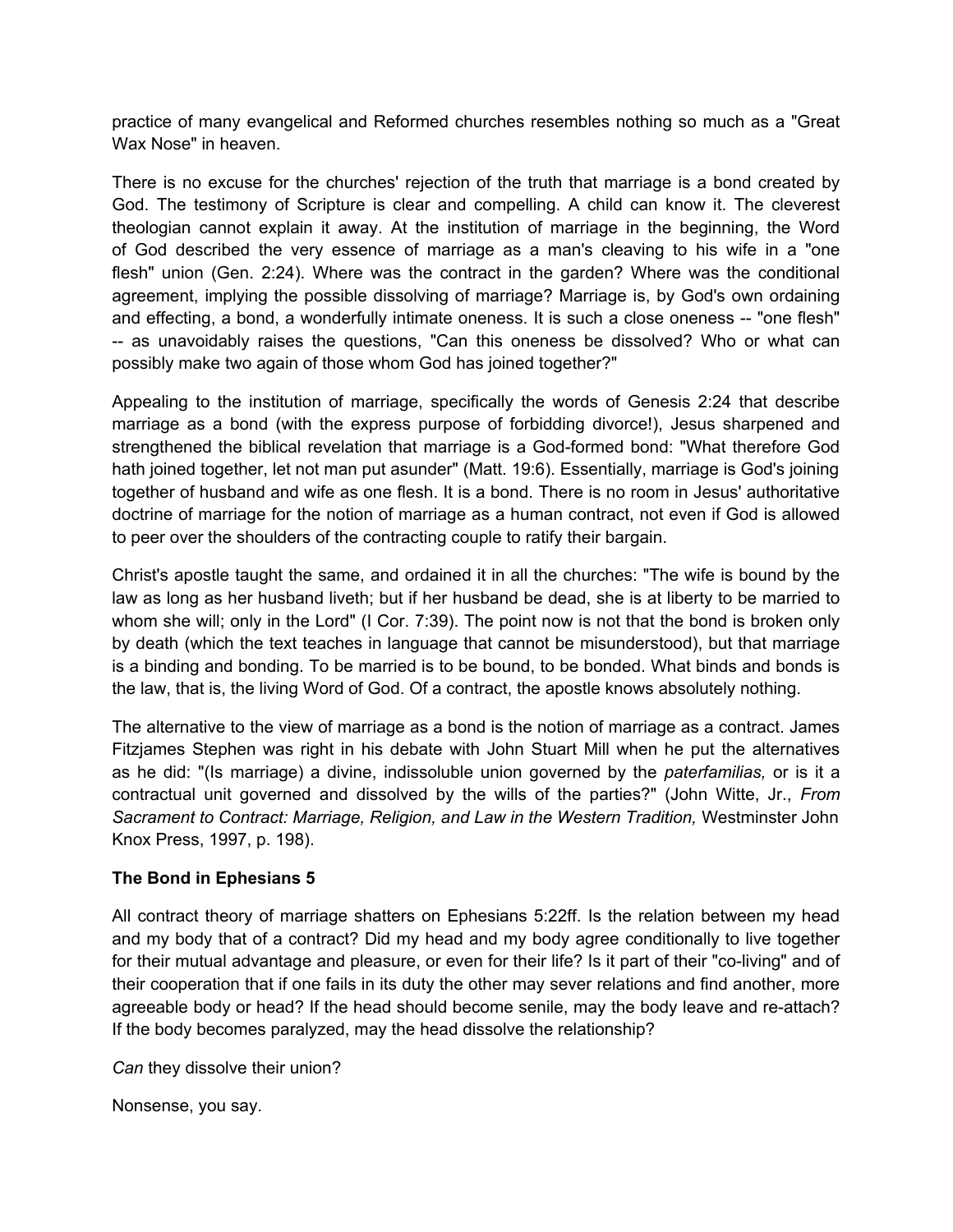practice of many evangelical and Reformed churches resembles nothing so much as a "Great Wax Nose" in heaven.

There is no excuse for the churches' rejection of the truth that marriage is a bond created by God. The testimony of Scripture is clear and compelling. A child can know it. The cleverest theologian cannot explain it away. At the institution of marriage in the beginning, the Word of God described the very essence of marriage as a man's cleaving to his wife in a "one flesh" union (Gen. 2:24). Where was the contract in the garden? Where was the conditional agreement, implying the possible dissolving of marriage? Marriage is, by God's own ordaining and effecting, a bond, a wonderfully intimate oneness. It is such a close oneness -- "one flesh" -- as unavoidably raises the questions, "Can this oneness be dissolved? Who or what can possibly make two again of those whom God has joined together?"

Appealing to the institution of marriage, specifically the words of Genesis 2:24 that describe marriage as a bond (with the express purpose of forbidding divorce!), Jesus sharpened and strengthened the biblical revelation that marriage is a God-formed bond: "What therefore God hath joined together, let not man put asunder" (Matt. 19:6). Essentially, marriage is God's joining together of husband and wife as one flesh. It is a bond. There is no room in Jesus' authoritative doctrine of marriage for the notion of marriage as a human contract, not even if God is allowed to peer over the shoulders of the contracting couple to ratify their bargain.

Christ's apostle taught the same, and ordained it in all the churches: "The wife is bound by the law as long as her husband liveth; but if her husband be dead, she is at liberty to be married to whom she will; only in the Lord" (I Cor. 7:39). The point now is not that the bond is broken only by death (which the text teaches in language that cannot be misunderstood), but that marriage is a binding and bonding. To be married is to be bound, to be bonded. What binds and bonds is the law, that is, the living Word of God. Of a contract, the apostle knows absolutely nothing.

The alternative to the view of marriage as a bond is the notion of marriage as a contract. James Fitzjames Stephen was right in his debate with John Stuart Mill when he put the alternatives as he did: "(Is marriage) a divine, indissoluble union governed by the *paterfamilias,* or is it a contractual unit governed and dissolved by the wills of the parties?" (John Witte, Jr., *From Sacrament to Contract: Marriage, Religion, and Law in the Western Tradition,* Westminster John Knox Press, 1997, p. 198).

### The Bond in Ephesians 5

All contract theory of marriage shatters on Ephesians 5:22ff. Is the relation between my head and my body that of a contract? Did my head and my body agree conditionally to live together for their mutual advantage and pleasure, or even for their life? Is it part of their "co-living" and of their cooperation that if one fails in its duty the other may sever relations and find another, more agreeable body or head? If the head should become senile, may the body leave and re-attach? If the body becomes paralyzed, may the head dissolve the relationship?

*Can* they dissolve their union?

Nonsense, you say.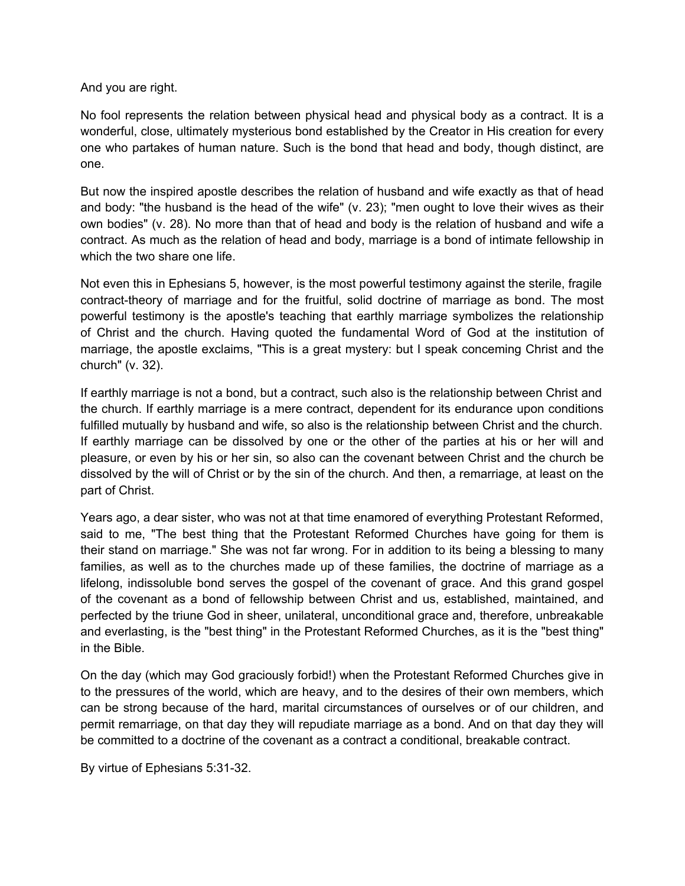And you are right.

No fool represents the relation between physical head and physical body as a contract. It is a wonderful, close, ultimately mysterious bond established by the Creator in His creation for every one who partakes of human nature. Such is the bond that head and body, though distinct, are one.

But now the inspired apostle describes the relation of husband and wife exactly as that of head and body: "the husband is the head of the wife" (v. 23); "men ought to love their wives as their own bodies" (v. 28). No more than that of head and body is the relation of husband and wife a contract. As much as the relation of head and body, marriage is a bond of intimate fellowship in which the two share one life.

Not even this in Ephesians 5, however, is the most powerful testimony against the sterile, fragile contract-theory of marriage and for the fruitful, solid doctrine of marriage as bond. The most powerful testimony is the apostle's teaching that earthly marriage symbolizes the relationship of Christ and the church. Having quoted the fundamental Word of God at the institution of marriage, the apostle exclaims, "This is a great mystery: but I speak conceming Christ and the church" (v. 32).

If earthly marriage is not a bond, but a contract, such also is the relationship between Christ and the church. If earthly marriage is a mere contract, dependent for its endurance upon conditions fulfilled mutually by husband and wife, so also is the relationship between Christ and the church. If earthly marriage can be dissolved by one or the other of the parties at his or her will and pleasure, or even by his or her sin, so also can the covenant between Christ and the church be dissolved by the will of Christ or by the sin of the church. And then, a remarriage, at least on the part of Christ.

Years ago, a dear sister, who was not at that time enamored of everything Protestant Reformed, said to me, "The best thing that the Protestant Reformed Churches have going for them is their stand on marriage." She was not far wrong. For in addition to its being a blessing to many families, as well as to the churches made up of these families, the doctrine of marriage as a lifelong, indissoluble bond serves the gospel of the covenant of grace. And this grand gospel of the covenant as a bond of fellowship between Christ and us, established, maintained, and perfected by the triune God in sheer, unilateral, unconditional grace and, therefore, unbreakable and everlasting, is the "best thing" in the Protestant Reformed Churches, as it is the "best thing" in the Bible.

On the day (which may God graciously forbid!) when the Protestant Reformed Churches give in to the pressures of the world, which are heavy, and to the desires of their own members, which can be strong because of the hard, marital circumstances of ourselves or of our children, and permit remarriage, on that day they will repudiate marriage as a bond. And on that day they will be committed to a doctrine of the covenant as a contract a conditional, breakable contract.

By virtue of Ephesians 5:31-32.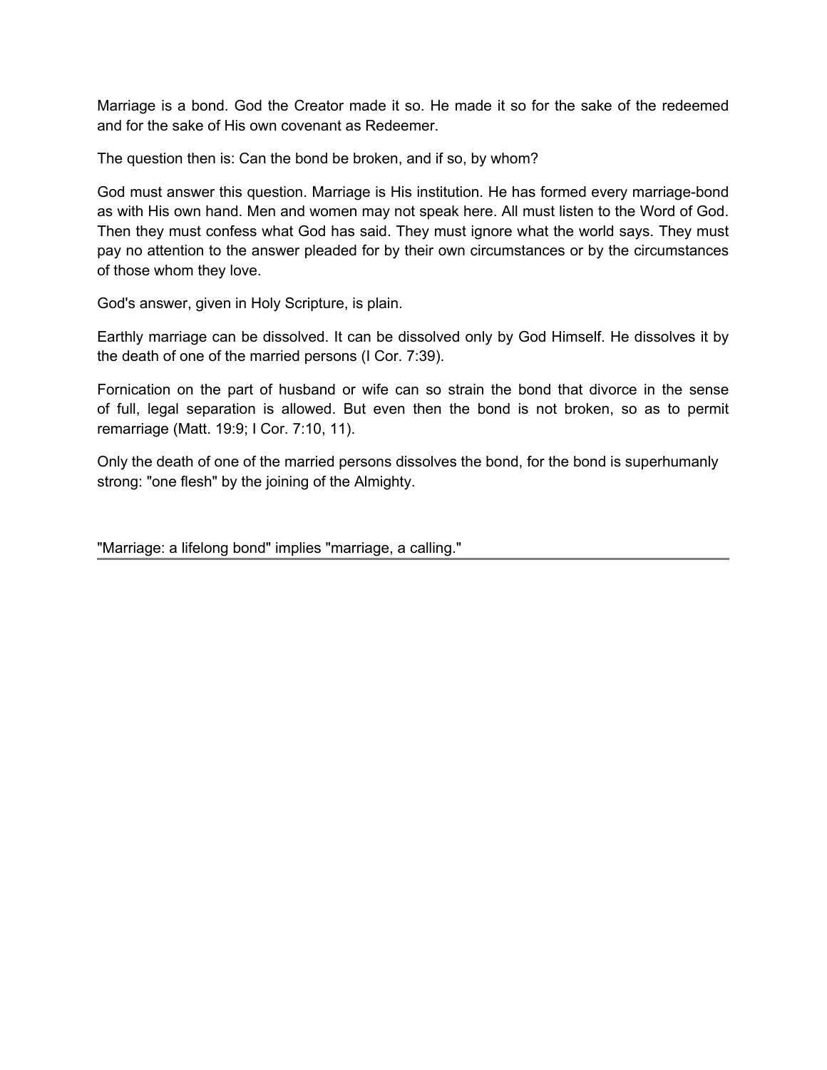Marriage is a bond. God the Creator made it so. He made it so for the sake of the redeemed and for the sake of His own covenant as Redeemer.

The question then is: Can the bond be broken, and if so, by whom?

God must answer this question. Marriage is His institution. He has formed every marriage-bond as with His own hand. Men and women may not speak here. All must listen to the Word of God. Then they must confess what God has said. They must ignore what the world says. They must pay no attention to the answer pleaded for by their own circumstances or by the circumstances of those whom they love.

God's answer, given in Holy Scripture, is plain.

Earthly marriage can be dissolved. It can be dissolved only by God Himself. He dissolves it by the death of one of the married persons (I Cor. 7:39).

Fornication on the part of husband or wife can so strain the bond that divorce in the sense of full, legal separation is allowed. But even then the bond is not broken, so as to permit remarriage (Matt. 19:9; I Cor. 7:10, 11).

Only the death of one of the married persons dissolves the bond, for the bond is superhumanly strong: "one flesh" by the joining of the Almighty.

"Marriage: a lifelong bond" implies "marriage, a calling."

---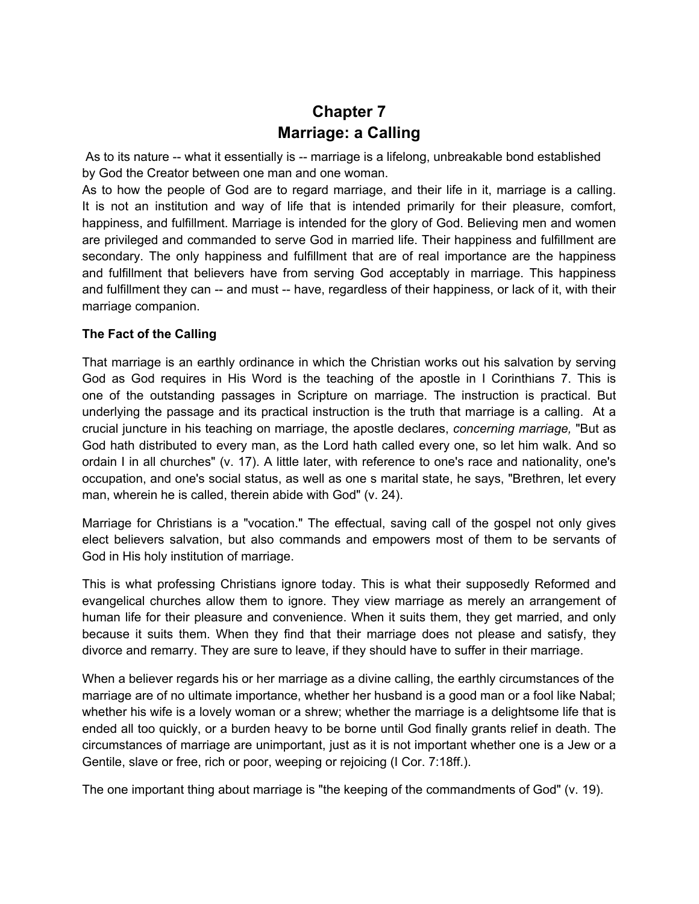# Chapter 7
# Marriage: a Calling

As to its nature -- what it essentially is -- marriage is a lifelong, unbreakable bond established by God the Creator between one man and one woman.

As to how the people of God are to regard marriage, and their life in it, marriage is a calling. It is not an institution and way of life that is intended primarily for their pleasure, comfort, happiness, and fulfillment. Marriage is intended for the glory of God. Believing men and women are privileged and commanded to serve God in married life. Their happiness and fulfillment are secondary. The only happiness and fulfillment that are of real importance are the happiness and fulfillment that believers have from serving God acceptably in marriage. This happiness and fulfillment they can -- and must -- have, regardless of their happiness, or lack of it, with their marriage companion.

**The Fact of the Calling**

That marriage is an earthly ordinance in which the Christian works out his salvation by serving God as God requires in His Word is the teaching of the apostle in I Corinthians 7. This is one of the outstanding passages in Scripture on marriage. The instruction is practical. But underlying the passage and its practical instruction is the truth that marriage is a calling. At a crucial juncture in his teaching on marriage, the apostle declares, *concerning marriage,* "But as God hath distributed to every man, as the Lord hath called every one, so let him walk. And so ordain I in all churches" (v. 17). A little later, with reference to one's race and nationality, one's occupation, and one's social status, as well as one s marital state, he says, "Brethren, let every man, wherein he is called, therein abide with God" (v. 24).

Marriage for Christians is a "vocation." The effectual, saving call of the gospel not only gives elect believers salvation, but also commands and empowers most of them to be servants of God in His holy institution of marriage.

This is what professing Christians ignore today. This is what their supposedly Reformed and evangelical churches allow them to ignore. They view marriage as merely an arrangement of human life for their pleasure and convenience. When it suits them, they get married, and only because it suits them. When they find that their marriage does not please and satisfy, they divorce and remarry. They are sure to leave, if they should have to suffer in their marriage.

When a believer regards his or her marriage as a divine calling, the earthly circumstances of the marriage are of no ultimate importance, whether her husband is a good man or a fool like Nabal; whether his wife is a lovely woman or a shrew; whether the marriage is a delightsome life that is ended all too quickly, or a burden heavy to be borne until God finally grants relief in death. The circumstances of marriage are unimportant, just as it is not important whether one is a Jew or a Gentile, slave or free, rich or poor, weeping or rejoicing (I Cor. 7:18ff.).

The one important thing about marriage is "the keeping of the commandments of God" (v. 19).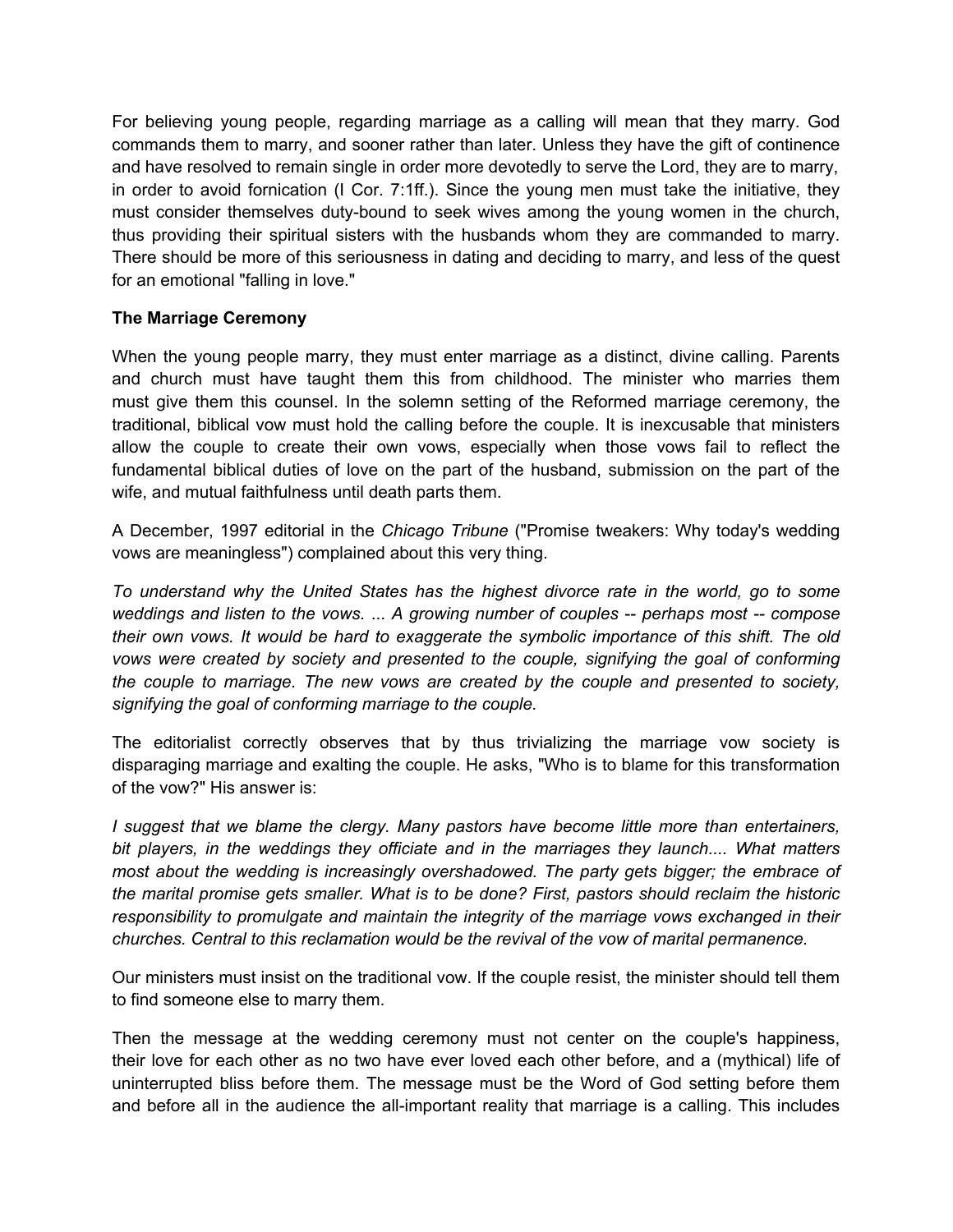For believing young people, regarding marriage as a calling will mean that they marry. God commands them to marry, and sooner rather than later. Unless they have the gift of continence and have resolved to remain single in order more devotedly to serve the Lord, they are to marry, in order to avoid fornication (I Cor. 7:1ff.). Since the young men must take the initiative, they must consider themselves duty-bound to seek wives among the young women in the church, thus providing their spiritual sisters with the husbands whom they are commanded to marry. There should be more of this seriousness in dating and deciding to marry, and less of the quest for an emotional "falling in love."

**The Marriage Ceremony**

When the young people marry, they must enter marriage as a distinct, divine calling. Parents and church must have taught them this from childhood. The minister who marries them must give them this counsel. In the solemn setting of the Reformed marriage ceremony, the traditional, biblical vow must hold the calling before the couple. It is inexcusable that ministers allow the couple to create their own vows, especially when those vows fail to reflect the fundamental biblical duties of love on the part of the husband, submission on the part of the wife, and mutual faithfulness until death parts them.

A December, 1997 editorial in the *Chicago Tribune* ("Promise tweakers: Why today's wedding vows are meaningless") complained about this very thing.

*To understand why the United States has the highest divorce rate in the world, go to some weddings and listen to the vows. ... A growing number of couples -- perhaps most -- compose their own vows. It would be hard to exaggerate the symbolic importance of this shift. The old vows were created by society and presented to the couple, signifying the goal of conforming the couple to marriage. The new vows are created by the couple and presented to society, signifying the goal of conforming marriage to the couple.*

The editorialist correctly observes that by thus trivializing the marriage vow society is disparaging marriage and exalting the couple. He asks, "Who is to blame for this transformation of the vow?" His answer is:

*I suggest that we blame the clergy. Many pastors have become little more than entertainers, bit players, in the weddings they officiate and in the marriages they launch.... What matters most about the wedding is increasingly overshadowed. The party gets bigger; the embrace of the marital promise gets smaller. What is to be done? First, pastors should reclaim the historic responsibility to promulgate and maintain the integrity of the marriage vows exchanged in their churches. Central to this reclamation would be the revival of the vow of marital permanence.*

Our ministers must insist on the traditional vow. If the couple resist, the minister should tell them to find someone else to marry them.

Then the message at the wedding ceremony must not center on the couple's happiness, their love for each other as no two have ever loved each other before, and a (mythical) life of uninterrupted bliss before them. The message must be the Word of God setting before them and before all in the audience the all-important reality that marriage is a calling. This includes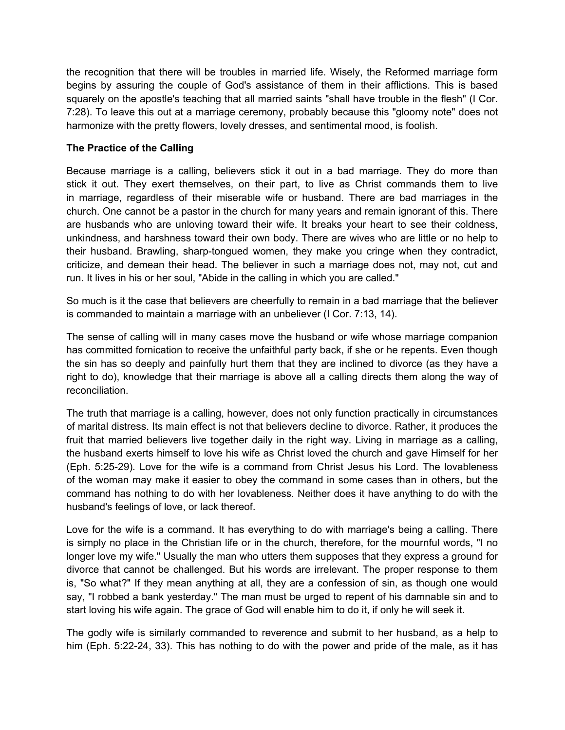the recognition that there will be troubles in married life. Wisely, the Reformed marriage form begins by assuring the couple of God's assistance of them in their afflictions. This is based squarely on the apostle's teaching that all married saints "shall have trouble in the flesh" (I Cor. 7:28). To leave this out at a marriage ceremony, probably because this "gloomy note" does not harmonize with the pretty flowers, lovely dresses, and sentimental mood, is foolish.

**The Practice of the Calling**

Because marriage is a calling, believers stick it out in a bad marriage. They do more than stick it out. They exert themselves, on their part, to live as Christ commands them to live in marriage, regardless of their miserable wife or husband. There are bad marriages in the church. One cannot be a pastor in the church for many years and remain ignorant of this. There are husbands who are unloving toward their wife. It breaks your heart to see their coldness, unkindness, and harshness toward their own body. There are wives who are little or no help to their husband. Brawling, sharp-tongued women, they make you cringe when they contradict, criticize, and demean their head. The believer in such a marriage does not, may not, cut and run. It lives in his or her soul, "Abide in the calling in which you are called."

So much is it the case that believers are cheerfully to remain in a bad marriage that the believer is commanded to maintain a marriage with an unbeliever (I Cor. 7:13, 14).

The sense of calling will in many cases move the husband or wife whose marriage companion has committed fornication to receive the unfaithful party back, if she or he repents. Even though the sin has so deeply and painfully hurt them that they are inclined to divorce (as they have a right to do), knowledge that their marriage is above all a calling directs them along the way of reconciliation.

The truth that marriage is a calling, however, does not only function practically in circumstances of marital distress. Its main effect is not that believers decline to divorce. Rather, it produces the fruit that married believers live together daily in the right way. Living in marriage as a calling, the husband exerts himself to love his wife as Christ loved the church and gave Himself for her (Eph. 5:25-29). Love for the wife is a command from Christ Jesus his Lord. The lovableness of the woman may make it easier to obey the command in some cases than in others, but the command has nothing to do with her lovableness. Neither does it have anything to do with the husband's feelings of love, or lack thereof.

Love for the wife is a command. It has everything to do with marriage's being a calling. There is simply no place in the Christian life or in the church, therefore, for the mournful words, "I no longer love my wife." Usually the man who utters them supposes that they express a ground for divorce that cannot be challenged. But his words are irrelevant. The proper response to them is, "So what?" If they mean anything at all, they are a confession of sin, as though one would say, "I robbed a bank yesterday." The man must be urged to repent of his damnable sin and to start loving his wife again. The grace of God will enable him to do it, if only he will seek it.

The godly wife is similarly commanded to reverence and submit to her husband, as a help to him (Eph. 5:22-24, 33). This has nothing to do with the power and pride of the male, as it has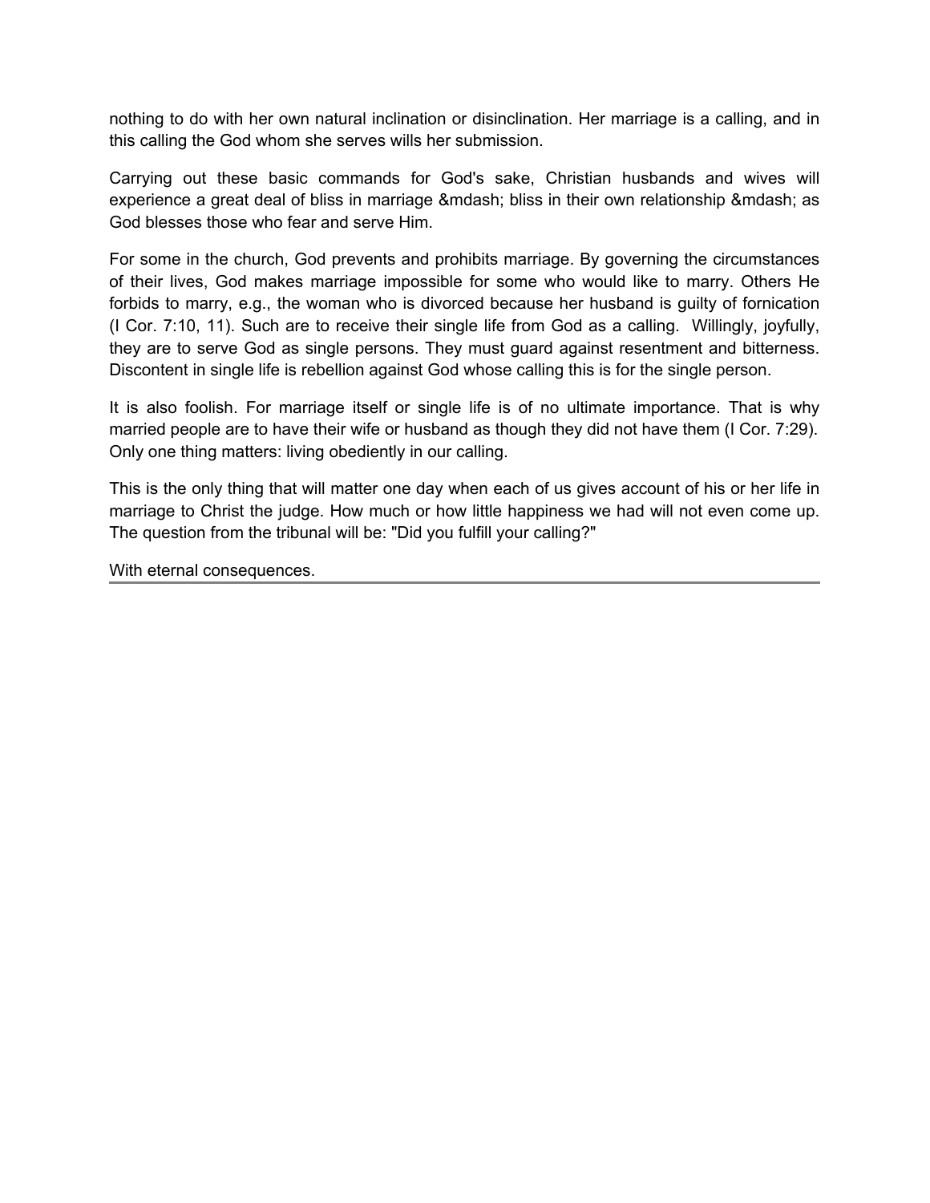nothing to do with her own natural inclination or disinclination. Her marriage is a calling, and in this calling the God whom she serves wills her submission.

Carrying out these basic commands for God's sake, Christian husbands and wives will experience a great deal of bliss in marriage &mdash; bliss in their own relationship &mdash; as God blesses those who fear and serve Him.

For some in the church, God prevents and prohibits marriage. By governing the circumstances of their lives, God makes marriage impossible for some who would like to marry. Others He forbids to marry, e.g., the woman who is divorced because her husband is guilty of fornication (I Cor. 7:10, 11). Such are to receive their single life from God as a calling. Willingly, joyfully, they are to serve God as single persons. They must guard against resentment and bitterness. Discontent in single life is rebellion against God whose calling this is for the single person.

It is also foolish. For marriage itself or single life is of no ultimate importance. That is why married people are to have their wife or husband as though they did not have them (I Cor. 7:29). Only one thing matters: living obediently in our calling.

This is the only thing that will matter one day when each of us gives account of his or her life in marriage to Christ the judge. How much or how little happiness we had will not even come up. The question from the tribunal will be: "Did you fulfill your calling?"

With eternal consequences.

---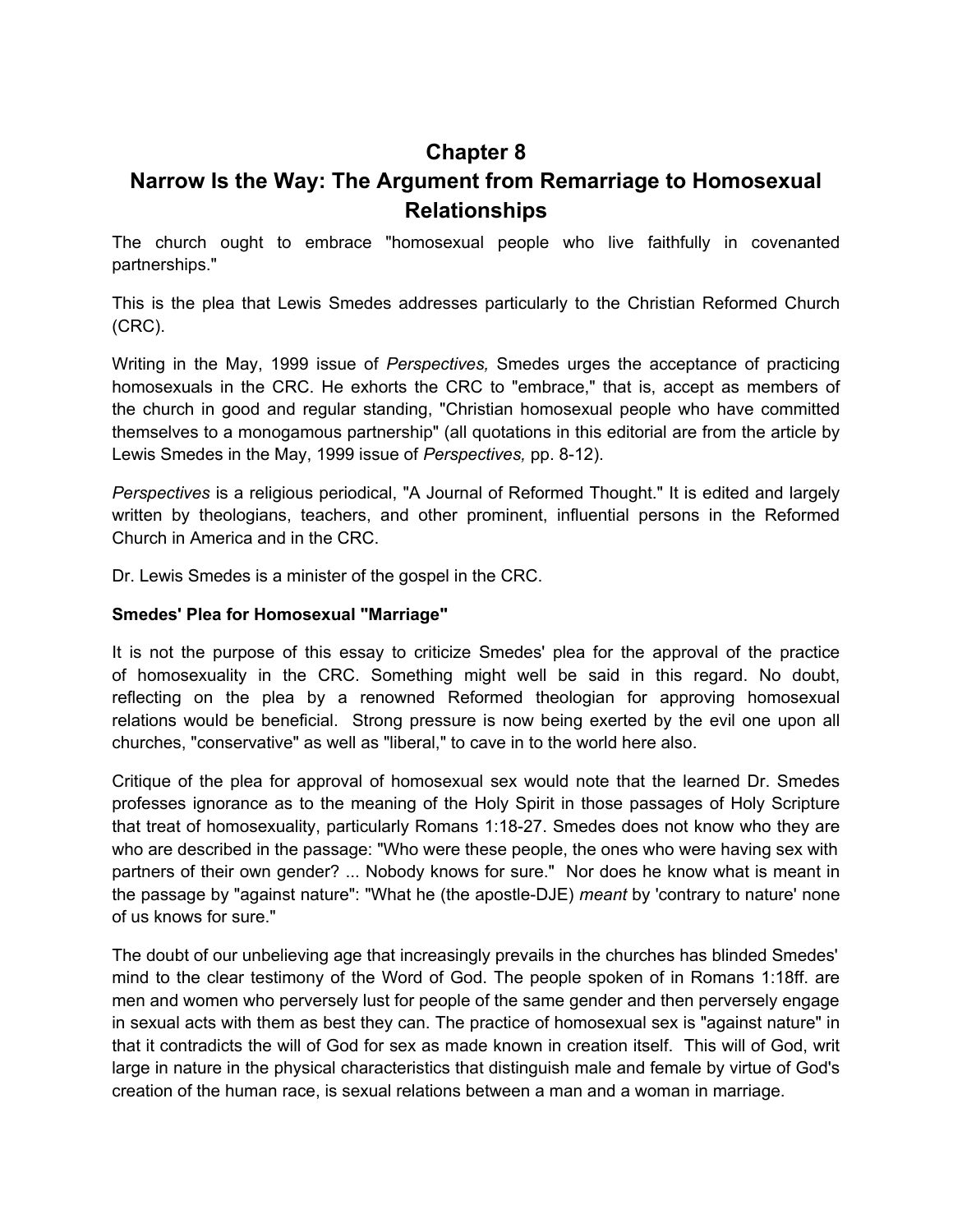# Chapter 8

# Narrow Is the Way: The Argument from Remarriage to Homosexual Relationships

The church ought to embrace "homosexual people who live faithfully in covenanted partnerships."

This is the plea that Lewis Smedes addresses particularly to the Christian Reformed Church (CRC).

Writing in the May, 1999 issue of *Perspectives,* Smedes urges the acceptance of practicing homosexuals in the CRC. He exhorts the CRC to "embrace," that is, accept as members of the church in good and regular standing, "Christian homosexual people who have committed themselves to a monogamous partnership" (all quotations in this editorial are from the article by Lewis Smedes in the May, 1999 issue of *Perspectives,* pp. 8-12).

*Perspectives* is a religious periodical, "A Journal of Reformed Thought." It is edited and largely written by theologians, teachers, and other prominent, influential persons in the Reformed Church in America and in the CRC.

Dr. Lewis Smedes is a minister of the gospel in the CRC.

**Smedes' Plea for Homosexual "Marriage"**

It is not the purpose of this essay to criticize Smedes' plea for the approval of the practice of homosexuality in the CRC. Something might well be said in this regard. No doubt, reflecting on the plea by a renowned Reformed theologian for approving homosexual relations would be beneficial. Strong pressure is now being exerted by the evil one upon all churches, "conservative" as well as "liberal," to cave in to the world here also.

Critique of the plea for approval of homosexual sex would note that the learned Dr. Smedes professes ignorance as to the meaning of the Holy Spirit in those passages of Holy Scripture that treat of homosexuality, particularly Romans 1:18-27. Smedes does not know who they are who are described in the passage: "Who were these people, the ones who were having sex with partners of their own gender? ... Nobody knows for sure." Nor does he know what is meant in the passage by "against nature": "What he (the apostle-DJE) *meant* by 'contrary to nature' none of us knows for sure."

The doubt of our unbelieving age that increasingly prevails in the churches has blinded Smedes' mind to the clear testimony of the Word of God. The people spoken of in Romans 1:18ff. are men and women who perversely lust for people of the same gender and then perversely engage in sexual acts with them as best they can. The practice of homosexual sex is "against nature" in that it contradicts the will of God for sex as made known in creation itself. This will of God, writ large in nature in the physical characteristics that distinguish male and female by virtue of God's creation of the human race, is sexual relations between a man and a woman in marriage.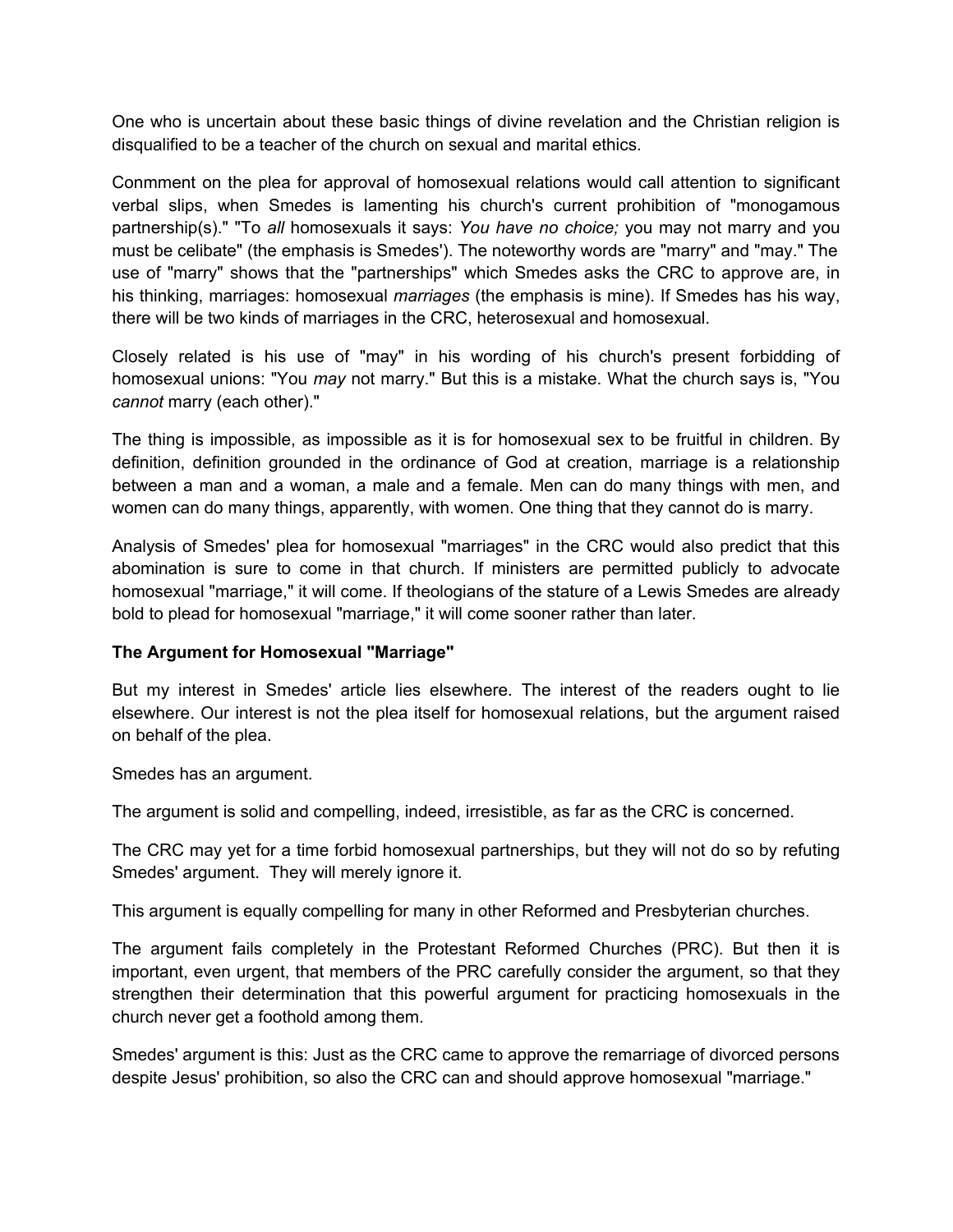One who is uncertain about these basic things of divine revelation and the Christian religion is disqualified to be a teacher of the church on sexual and marital ethics.

Conmment on the plea for approval of homosexual relations would call attention to significant verbal slips, when Smedes is lamenting his church's current prohibition of "monogamous partnership(s)." "To *all* homosexuals it says: *You have no choice;* you may not marry and you must be celibate" (the emphasis is Smedes'). The noteworthy words are "marry" and "may." The use of "marry" shows that the "partnerships" which Smedes asks the CRC to approve are, in his thinking, marriages: homosexual *marriages* (the emphasis is mine). If Smedes has his way, there will be two kinds of marriages in the CRC, heterosexual and homosexual.

Closely related is his use of "may" in his wording of his church's present forbidding of homosexual unions: "You *may* not marry." But this is a mistake. What the church says is, "You *cannot* marry (each other)."

The thing is impossible, as impossible as it is for homosexual sex to be fruitful in children. By definition, definition grounded in the ordinance of God at creation, marriage is a relationship between a man and a woman, a male and a female. Men can do many things with men, and women can do many things, apparently, with women. One thing that they cannot do is marry.

Analysis of Smedes' plea for homosexual "marriages" in the CRC would also predict that this abomination is sure to come in that church. If ministers are permitted publicly to advocate homosexual "marriage," it will come. If theologians of the stature of a Lewis Smedes are already bold to plead for homosexual "marriage," it will come sooner rather than later.

**The Argument for Homosexual "Marriage"**

But my interest in Smedes' article lies elsewhere. The interest of the readers ought to lie elsewhere. Our interest is not the plea itself for homosexual relations, but the argument raised on behalf of the plea.

Smedes has an argument.

The argument is solid and compelling, indeed, irresistible, as far as the CRC is concerned.

The CRC may yet for a time forbid homosexual partnerships, but they will not do so by refuting Smedes' argument. They will merely ignore it.

This argument is equally compelling for many in other Reformed and Presbyterian churches.

The argument fails completely in the Protestant Reformed Churches (PRC). But then it is important, even urgent, that members of the PRC carefully consider the argument, so that they strengthen their determination that this powerful argument for practicing homosexuals in the church never get a foothold among them.

Smedes' argument is this: Just as the CRC came to approve the remarriage of divorced persons despite Jesus' prohibition, so also the CRC can and should approve homosexual "marriage."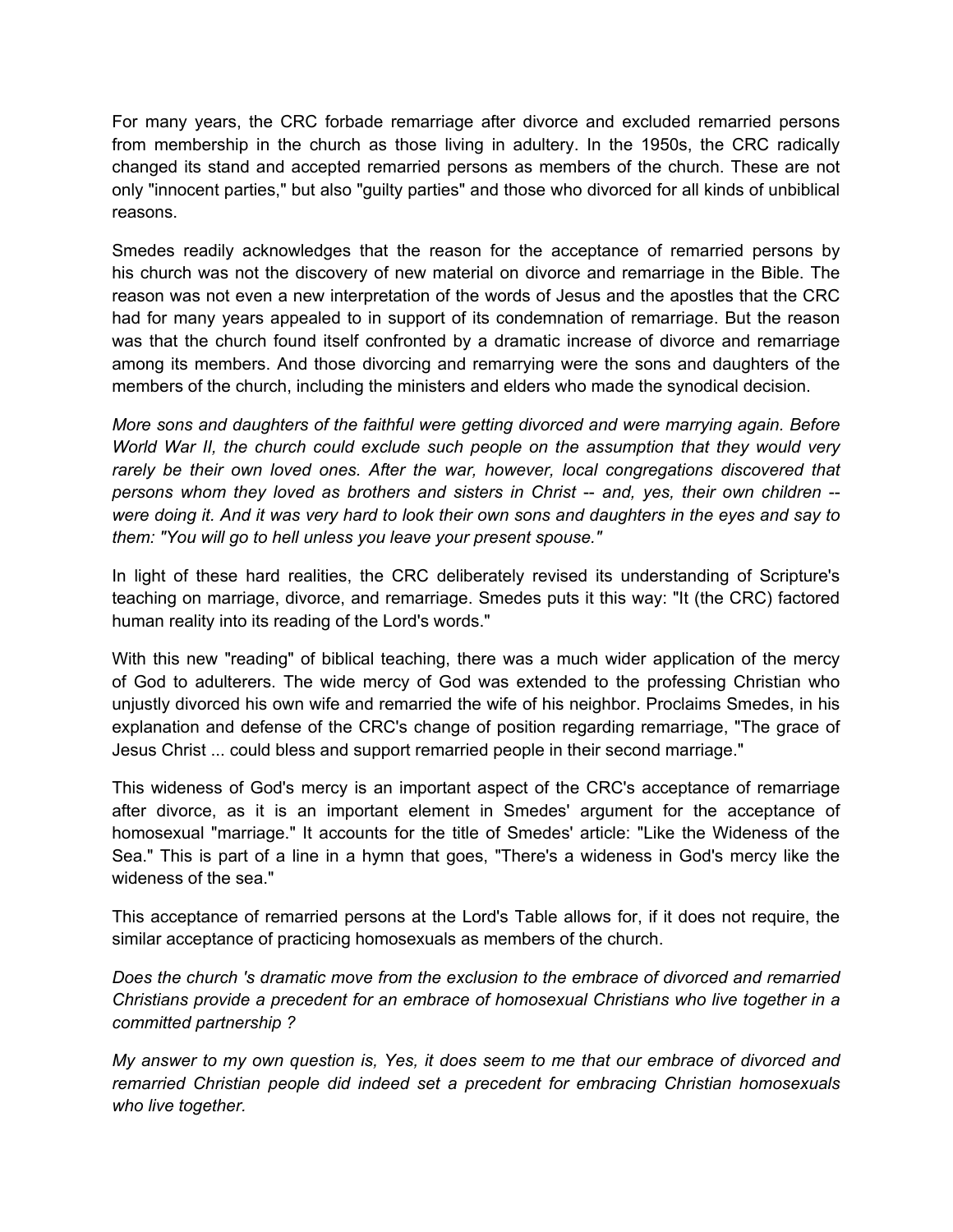For many years, the CRC forbade remarriage after divorce and excluded remarried persons from membership in the church as those living in adultery. In the 1950s, the CRC radically changed its stand and accepted remarried persons as members of the church. These are not only "innocent parties," but also "guilty parties" and those who divorced for all kinds of unbiblical reasons.

Smedes readily acknowledges that the reason for the acceptance of remarried persons by his church was not the discovery of new material on divorce and remarriage in the Bible. The reason was not even a new interpretation of the words of Jesus and the apostles that the CRC had for many years appealed to in support of its condemnation of remarriage. But the reason was that the church found itself confronted by a dramatic increase of divorce and remarriage among its members. And those divorcing and remarrying were the sons and daughters of the members of the church, including the ministers and elders who made the synodical decision.

*More sons and daughters of the faithful were getting divorced and were marrying again. Before World War II, the church could exclude such people on the assumption that they would very rarely be their own loved ones. After the war, however, local congregations discovered that persons whom they loved as brothers and sisters in Christ -- and, yes, their own children -- were doing it. And it was very hard to look their own sons and daughters in the eyes and say to them: "You will go to hell unless you leave your present spouse."*

In light of these hard realities, the CRC deliberately revised its understanding of Scripture's teaching on marriage, divorce, and remarriage. Smedes puts it this way: "It (the CRC) factored human reality into its reading of the Lord's words."

With this new "reading" of biblical teaching, there was a much wider application of the mercy of God to adulterers. The wide mercy of God was extended to the professing Christian who unjustly divorced his own wife and remarried the wife of his neighbor. Proclaims Smedes, in his explanation and defense of the CRC's change of position regarding remarriage, "The grace of Jesus Christ ... could bless and support remarried people in their second marriage."

This wideness of God's mercy is an important aspect of the CRC's acceptance of remarriage after divorce, as it is an important element in Smedes' argument for the acceptance of homosexual "marriage." It accounts for the title of Smedes' article: "Like the Wideness of the Sea." This is part of a line in a hymn that goes, "There's a wideness in God's mercy like the wideness of the sea."

This acceptance of remarried persons at the Lord's Table allows for, if it does not require, the similar acceptance of practicing homosexuals as members of the church.

*Does the church 's dramatic move from the exclusion to the embrace of divorced and remarried Christians provide a precedent for an embrace of homosexual Christians who live together in a committed partnership ?*

*My answer to my own question is, Yes, it does seem to me that our embrace of divorced and remarried Christian people did indeed set a precedent for embracing Christian homosexuals who live together.*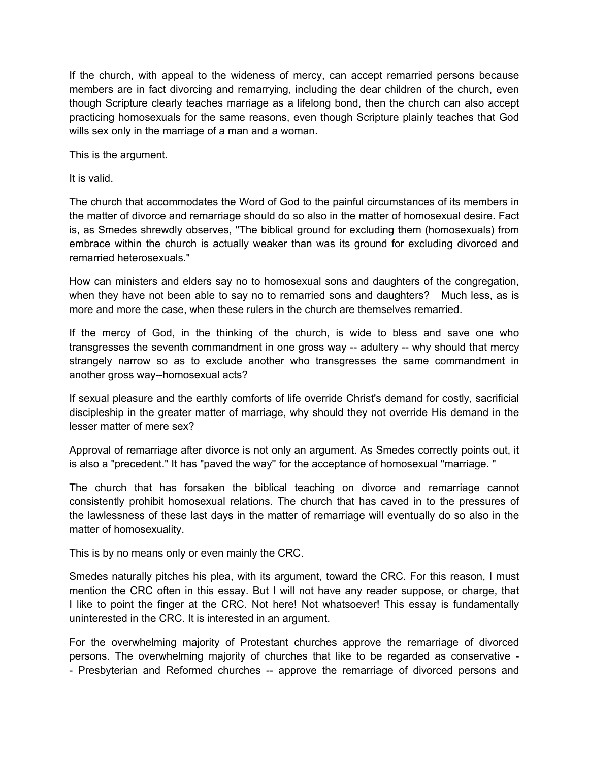If the church, with appeal to the wideness of mercy, can accept remarried persons because members are in fact divorcing and remarrying, including the dear children of the church, even though Scripture clearly teaches marriage as a lifelong bond, then the church can also accept practicing homosexuals for the same reasons, even though Scripture plainly teaches that God wills sex only in the marriage of a man and a woman.

This is the argument.

It is valid.

The church that accommodates the Word of God to the painful circumstances of its members in the matter of divorce and remarriage should do so also in the matter of homosexual desire. Fact is, as Smedes shrewdly observes, "The biblical ground for excluding them (homosexuals) from embrace within the church is actually weaker than was its ground for excluding divorced and remarried heterosexuals."

How can ministers and elders say no to homosexual sons and daughters of the congregation, when they have not been able to say no to remarried sons and daughters? Much less, as is more and more the case, when these rulers in the church are themselves remarried.

If the mercy of God, in the thinking of the church, is wide to bless and save one who transgresses the seventh commandment in one gross way -- adultery -- why should that mercy strangely narrow so as to exclude another who transgresses the same commandment in another gross way--homosexual acts?

If sexual pleasure and the earthly comforts of life override Christ's demand for costly, sacrificial discipleship in the greater matter of marriage, why should they not override His demand in the lesser matter of mere sex?

Approval of remarriage after divorce is not only an argument. As Smedes correctly points out, it is also a "precedent." It has "paved the way" for the acceptance of homosexual "marriage. "

The church that has forsaken the biblical teaching on divorce and remarriage cannot consistently prohibit homosexual relations. The church that has caved in to the pressures of the lawlessness of these last days in the matter of remarriage will eventually do so also in the matter of homosexuality.

This is by no means only or even mainly the CRC.

Smedes naturally pitches his plea, with its argument, toward the CRC. For this reason, I must mention the CRC often in this essay. But I will not have any reader suppose, or charge, that I like to point the finger at the CRC. Not here! Not whatsoever! This essay is fundamentally uninterested in the CRC. It is interested in an argument.

For the overwhelming majority of Protestant churches approve the remarriage of divorced persons. The overwhelming majority of churches that like to be regarded as conservative -- Presbyterian and Reformed churches -- approve the remarriage of divorced persons and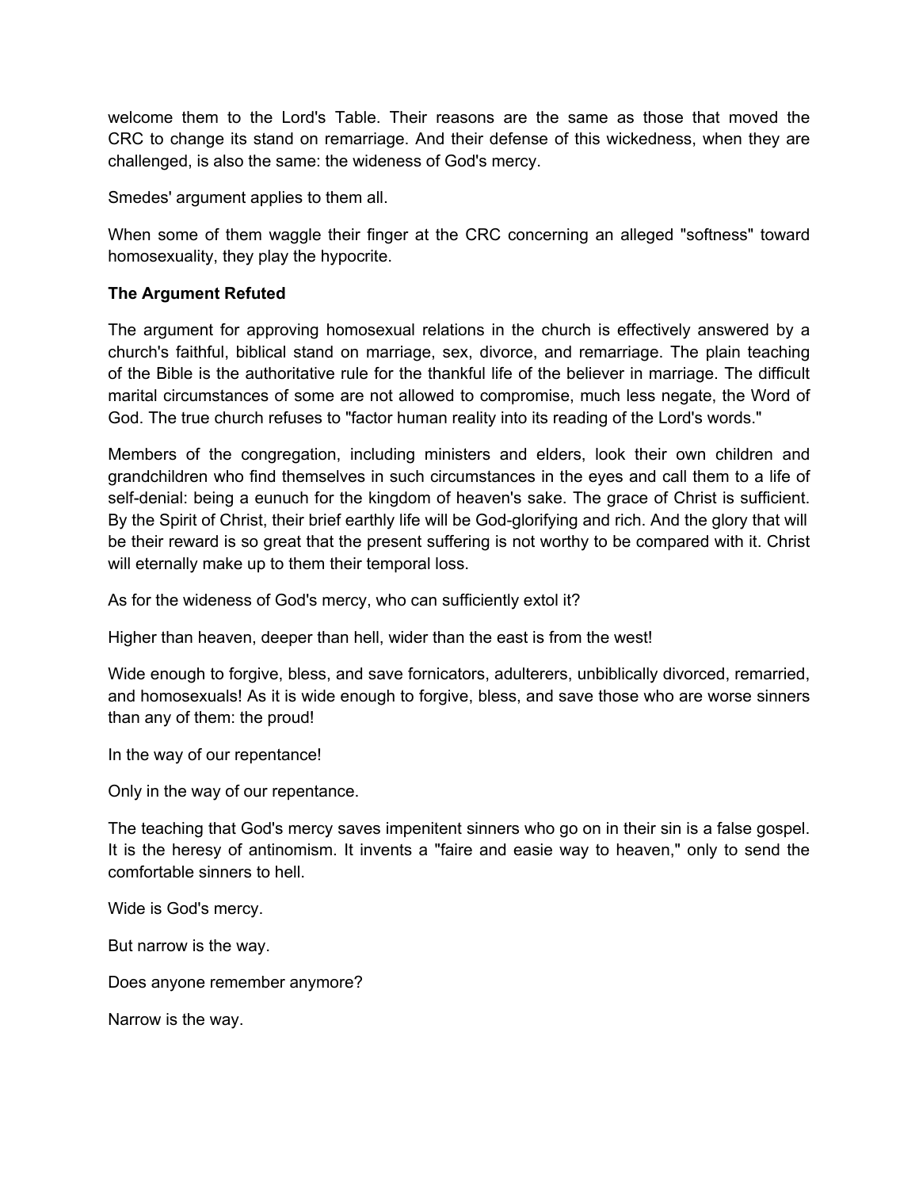welcome them to the Lord's Table. Their reasons are the same as those that moved the CRC to change its stand on remarriage. And their defense of this wickedness, when they are challenged, is also the same: the wideness of God's mercy.

Smedes' argument applies to them all.

When some of them waggle their finger at the CRC concerning an alleged "softness" toward homosexuality, they play the hypocrite.

**The Argument Refuted**

The argument for approving homosexual relations in the church is effectively answered by a church's faithful, biblical stand on marriage, sex, divorce, and remarriage. The plain teaching of the Bible is the authoritative rule for the thankful life of the believer in marriage. The difficult marital circumstances of some are not allowed to compromise, much less negate, the Word of God. The true church refuses to "factor human reality into its reading of the Lord's words."

Members of the congregation, including ministers and elders, look their own children and grandchildren who find themselves in such circumstances in the eyes and call them to a life of self-denial: being a eunuch for the kingdom of heaven's sake. The grace of Christ is sufficient. By the Spirit of Christ, their brief earthly life will be God-glorifying and rich. And the glory that will be their reward is so great that the present suffering is not worthy to be compared with it. Christ will eternally make up to them their temporal loss.

As for the wideness of God's mercy, who can sufficiently extol it?

Higher than heaven, deeper than hell, wider than the east is from the west!

Wide enough to forgive, bless, and save fornicators, adulterers, unbiblically divorced, remarried, and homosexuals! As it is wide enough to forgive, bless, and save those who are worse sinners than any of them: the proud!

In the way of our repentance!

Only in the way of our repentance.

The teaching that God's mercy saves impenitent sinners who go on in their sin is a false gospel. It is the heresy of antinomism. It invents a "faire and easie way to heaven," only to send the comfortable sinners to hell.

Wide is God's mercy.

But narrow is the way.

Does anyone remember anymore?

Narrow is the way.